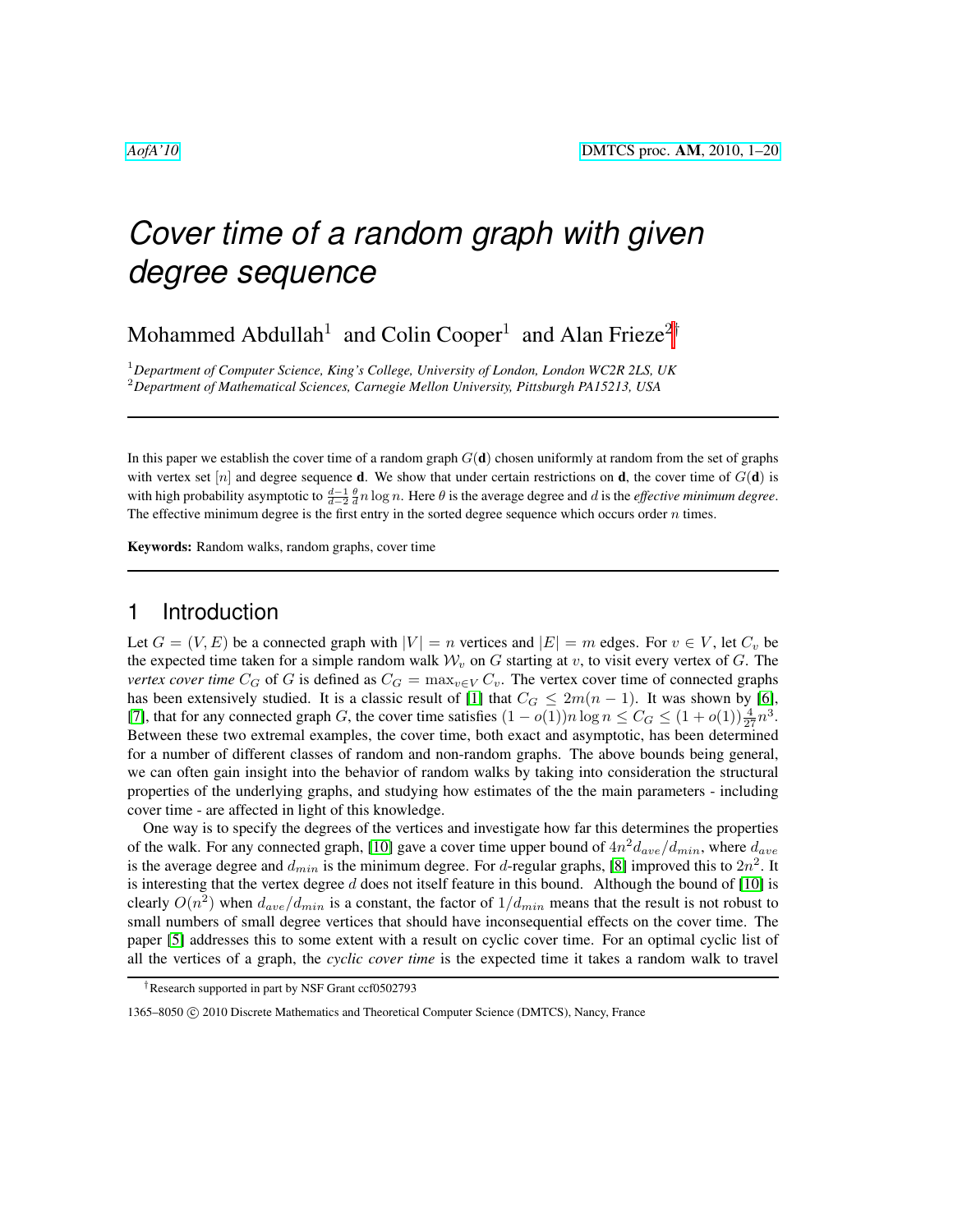# Cover time of a random graph with given degree sequence

Mohammed Abdullah[1] and Colin Cooper[1] and Alan Frieze[2]†

[1]*Department of Computer Science, King's College, University of London, London WC2R 2LS, UK*
[2]*Department of Mathematical Sciences, Carnegie Mellon University, Pittsburgh PA15213, USA*

---

In this paper we establish the cover time of a random graph $G(\mathbf{d})$ chosen uniformly at random from the set of graphs with vertex set $[n]$ and degree sequence $\mathbf{d}$. We show that under certain restrictions on $\mathbf{d}$, the cover time of $G(\mathbf{d})$ is with high probability asymptotic to $\frac{d-1}{d-2}\frac{\theta}{d}n\log n$. Here $\theta$ is the average degree and $d$ is the *effective minimum degree*. The effective minimum degree is the first entry in the sorted degree sequence which occurs order $n$ times.

**Keywords:** Random walks, random graphs, cover time

---

## 1 Introduction

Let $G = (V, E)$ be a connected graph with $|V| = n$ vertices and $|E| = m$ edges. For $v \in V$, let $C_v$ be the expected time taken for a simple random walk $\mathcal{W}_v$ on $G$ starting at $v$, to visit every vertex of $G$. The *vertex cover time* $C_G$ of $G$ is defined as $C_G = \max_{v\in V} C_v$. The vertex cover time of connected graphs has been extensively studied. It is a classic result of [1] that $C_G \le 2m(n-1)$. It was shown by [6], [7], that for any connected graph $G$, the cover time satisfies $(1-o(1))n\log n \le C_G \le (1+o(1))\frac{4}{27}n^3$. Between these two extremal examples, the cover time, both exact and asymptotic, has been determined for a number of different classes of random and non-random graphs. The above bounds being general, we can often gain insight into the behavior of random walks by taking into consideration the structural properties of the underlying graphs, and studying how estimates of the the main parameters - including cover time - are affected in light of this knowledge.

One way is to specify the degrees of the vertices and investigate how far this determines the properties of the walk. For any connected graph, [10] gave a cover time upper bound of $4n^2 d_{ave}/d_{min}$, where $d_{ave}$ is the average degree and $d_{min}$ is the minimum degree. For $d$-regular graphs, [8] improved this to $2n^2$. It is interesting that the vertex degree $d$ does not itself feature in this bound. Although the bound of [10] is clearly $O(n^2)$ when $d_{ave}/d_{min}$ is a constant, the factor of $1/d_{min}$ means that the result is not robust to small numbers of small degree vertices that should have inconsequential effects on the cover time. The paper [5] addresses this to some extent with a result on cyclic cover time. For an optimal cyclic list of all the vertices of a graph, the *cyclic cover time* is the expected time it takes a random walk to travel

---

†Research supported in part by NSF Grant ccf0502793

1365–8050 © 2010 Discrete Mathematics and Theoretical Computer Science (DMTCS), Nancy, France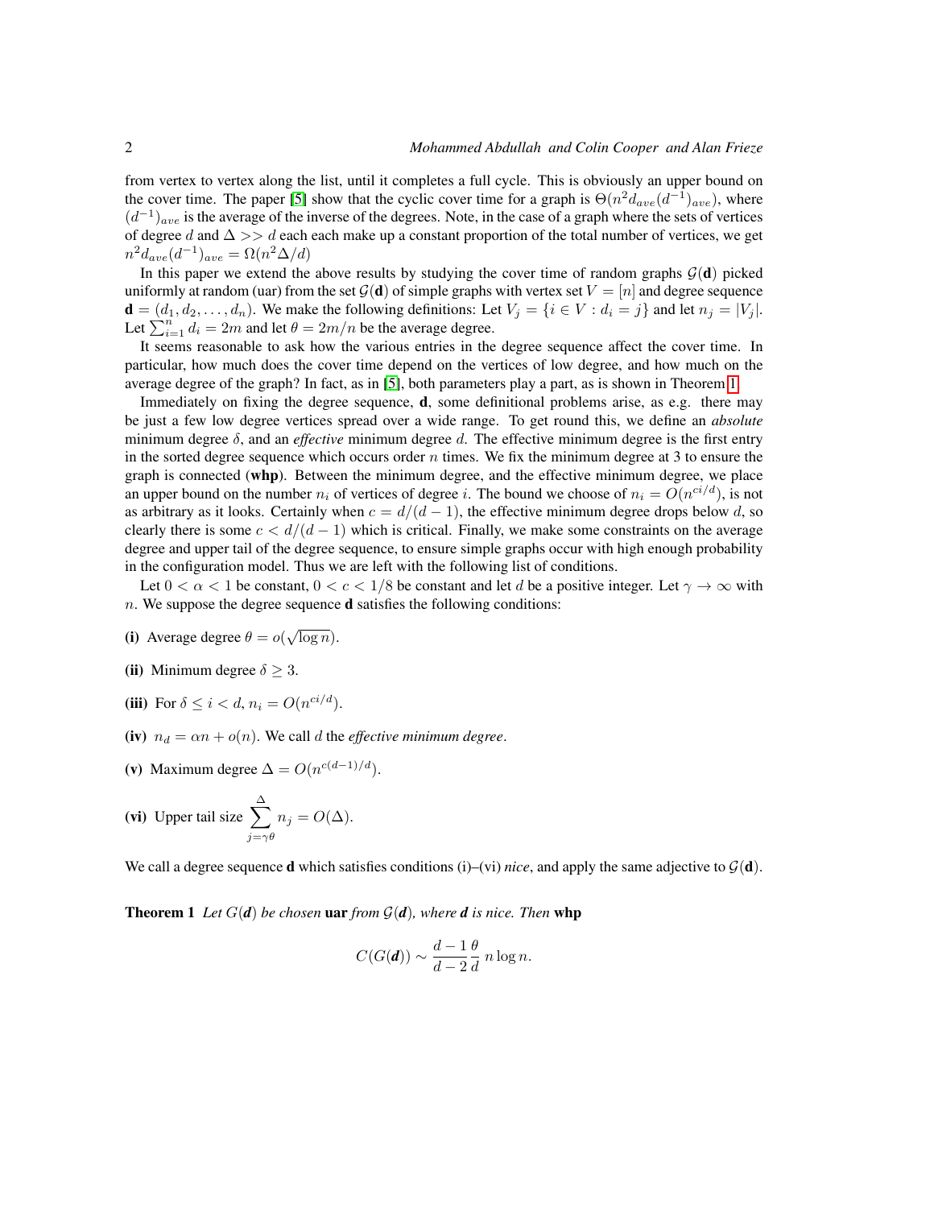from vertex to vertex along the list, until it completes a full cycle. This is obviously an upper bound on the cover time. The paper [5] show that the cyclic cover time for a graph is $\Theta(n^2 d_{ave}(d^{-1})_{ave})$, where $(d^{-1})_{ave}$ is the average of the inverse of the degrees. Note, in the case of a graph where the sets of vertices of degree $d$ and $\Delta >> d$ each each make up a constant proportion of the total number of vertices, we get $n^2 d_{ave}(d^{-1})_{ave} = \Omega(n^2 \Delta / d)$

In this paper we extend the above results by studying the cover time of random graphs $\mathcal{G}(\mathbf{d})$ picked uniformly at random (uar) from the set $\mathcal{G}(\mathbf{d})$ of simple graphs with vertex set $V = [n]$ and degree sequence $\mathbf{d} = (d_1, d_2, \ldots, d_n)$. We make the following definitions: Let $V_j = \{i \in V : d_i = j\}$ and let $n_j = |V_j|$. Let $\sum_{i=1}^{n} d_i = 2m$ and let $\theta = 2m/n$ be the average degree.

It seems reasonable to ask how the various entries in the degree sequence affect the cover time. In particular, how much does the cover time depend on the vertices of low degree, and how much on the average degree of the graph? In fact, as in [5], both parameters play a part, as is shown in Theorem 1.

Immediately on fixing the degree sequence, $\mathbf{d}$, some definitional problems arise, as e.g. there may be just a few low degree vertices spread over a wide range. To get round this, we define an *absolute* minimum degree $\delta$, and an *effective* minimum degree $d$. The effective minimum degree is the first entry in the sorted degree sequence which occurs order $n$ times. We fix the minimum degree at 3 to ensure the graph is connected (**whp**). Between the minimum degree, and the effective minimum degree, we place an upper bound on the number $n_i$ of vertices of degree $i$. The bound we choose of $n_i = O(n^{ci/d})$, is not as arbitrary as it looks. Certainly when $c = d/(d-1)$, the effective minimum degree drops below $d$, so clearly there is some $c < d/(d-1)$ which is critical. Finally, we make some constraints on the average degree and upper tail of the degree sequence, to ensure simple graphs occur with high enough probability in the configuration model. Thus we are left with the following list of conditions.

Let $0 < \alpha < 1$ be constant, $0 < c < 1/8$ be constant and let $d$ be a positive integer. Let $\gamma \to \infty$ with $n$. We suppose the degree sequence $\mathbf{d}$ satisfies the following conditions:

**(i)** Average degree $\theta = o(\sqrt{\log n})$.

**(ii)** Minimum degree $\delta \geq 3$.

**(iii)** For $\delta \leq i < d$, $n_i = O(n^{ci/d})$.

**(iv)** $n_d = \alpha n + o(n)$. We call $d$ the *effective minimum degree*.

**(v)** Maximum degree $\Delta = O(n^{c(d-1)/d})$.

**(vi)** Upper tail size $\displaystyle\sum_{j=\gamma\theta}^{\Delta} n_j = O(\Delta)$.

We call a degree sequence $\mathbf{d}$ which satisfies conditions (i)–(vi) *nice*, and apply the same adjective to $\mathcal{G}(\mathbf{d})$.

**Theorem 1** *Let $G(\mathbf{d})$ be chosen* **uar** *from $\mathcal{G}(\mathbf{d})$, where $\mathbf{d}$ is nice. Then* **whp**

$$C(G(\mathbf{d})) \sim \frac{d-1}{d-2}\frac{\theta}{d}\, n \log n.$$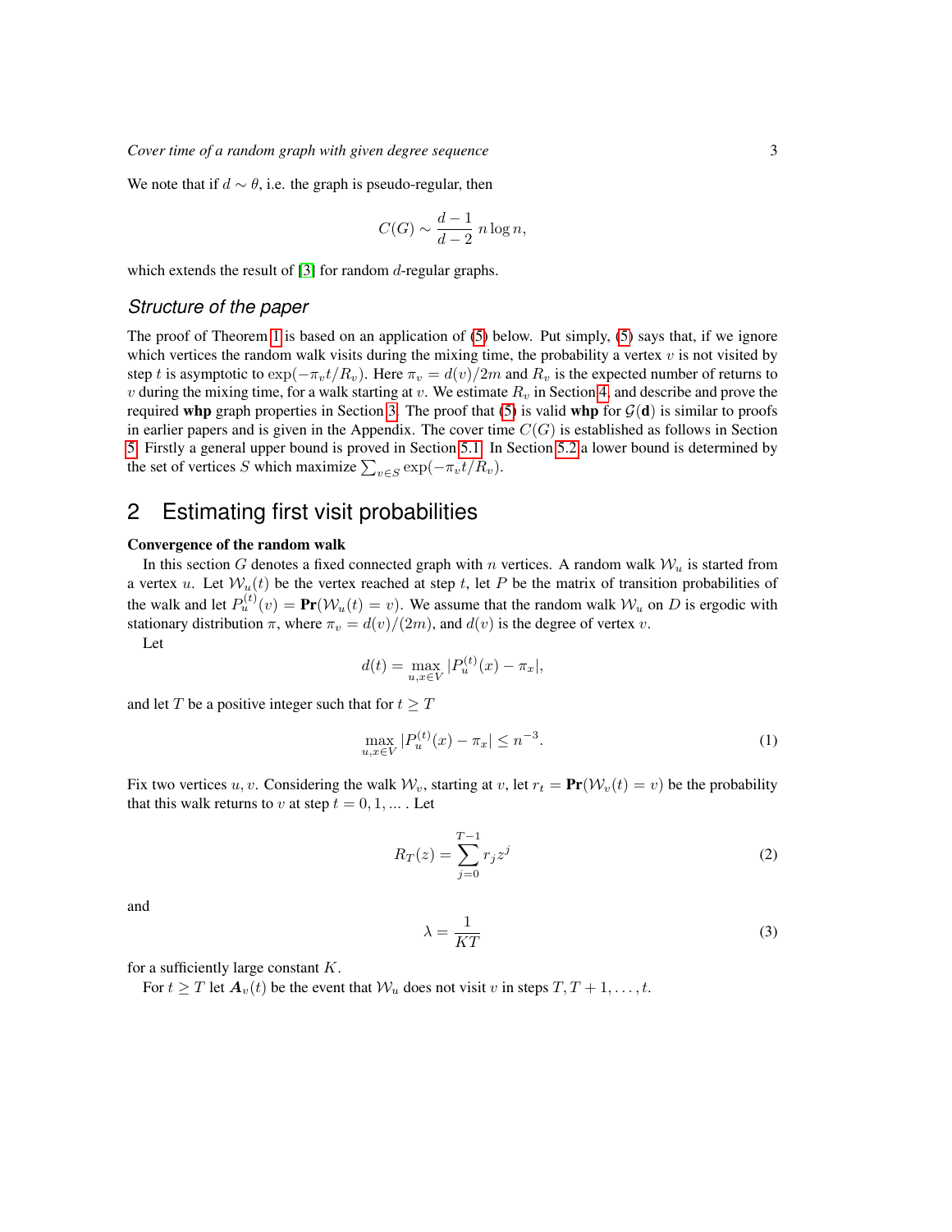We note that if $d \sim \theta$, i.e. the graph is pseudo-regular, then

$$C(G) \sim \frac{d-1}{d-2}\, n \log n,$$

which extends the result of [3] for random $d$-regular graphs.

### Structure of the paper

The proof of Theorem 1 is based on an application of (5) below. Put simply, (5) says that, if we ignore which vertices the random walk visits during the mixing time, the probability a vertex $v$ is not visited by step $t$ is asymptotic to $\exp(-\pi_v t/R_v)$. Here $\pi_v = d(v)/2m$ and $R_v$ is the expected number of returns to $v$ during the mixing time, for a walk starting at $v$. We estimate $R_v$ in Section 4, and describe and prove the required **whp** graph properties in Section 3. The proof that (5) is valid **whp** for $\mathcal{G}(\mathbf{d})$ is similar to proofs in earlier papers and is given in the Appendix. The cover time $C(G)$ is established as follows in Section 5. Firstly a general upper bound is proved in Section 5.1. In Section 5.2 a lower bound is determined by the set of vertices $S$ which maximize $\sum_{v \in S} \exp(-\pi_v t/R_v)$.

## 2 Estimating first visit probabilities

**Convergence of the random walk**

In this section $G$ denotes a fixed connected graph with $n$ vertices. A random walk $\mathcal{W}_u$ is started from a vertex $u$. Let $\mathcal{W}_u(t)$ be the vertex reached at step $t$, let $P$ be the matrix of transition probabilities of the walk and let $P_u^{(t)}(v) = \mathbf{Pr}(\mathcal{W}_u(t) = v)$. We assume that the random walk $\mathcal{W}_u$ on $D$ is ergodic with stationary distribution $\pi$, where $\pi_v = d(v)/(2m)$, and $d(v)$ is the degree of vertex $v$.

Let

$$d(t) = \max_{u,x \in V} |P_u^{(t)}(x) - \pi_x|,$$

and let $T$ be a positive integer such that for $t \geq T$

$$\max_{u,x \in V} |P_u^{(t)}(x) - \pi_x| \leq n^{-3}. \tag{1}$$

Fix two vertices $u, v$. Considering the walk $\mathcal{W}_v$, starting at $v$, let $r_t = \mathbf{Pr}(\mathcal{W}_v(t) = v)$ be the probability that this walk returns to $v$ at step $t = 0, 1, \ldots$ . Let

$$R_T(z) = \sum_{j=0}^{T-1} r_j z^j \tag{2}$$

and

$$\lambda = \frac{1}{KT} \tag{3}$$

for a sufficiently large constant $K$.

For $t \geq T$ let $\boldsymbol{A}_v(t)$ be the event that $\mathcal{W}_u$ does not visit $v$ in steps $T, T+1, \ldots, t$.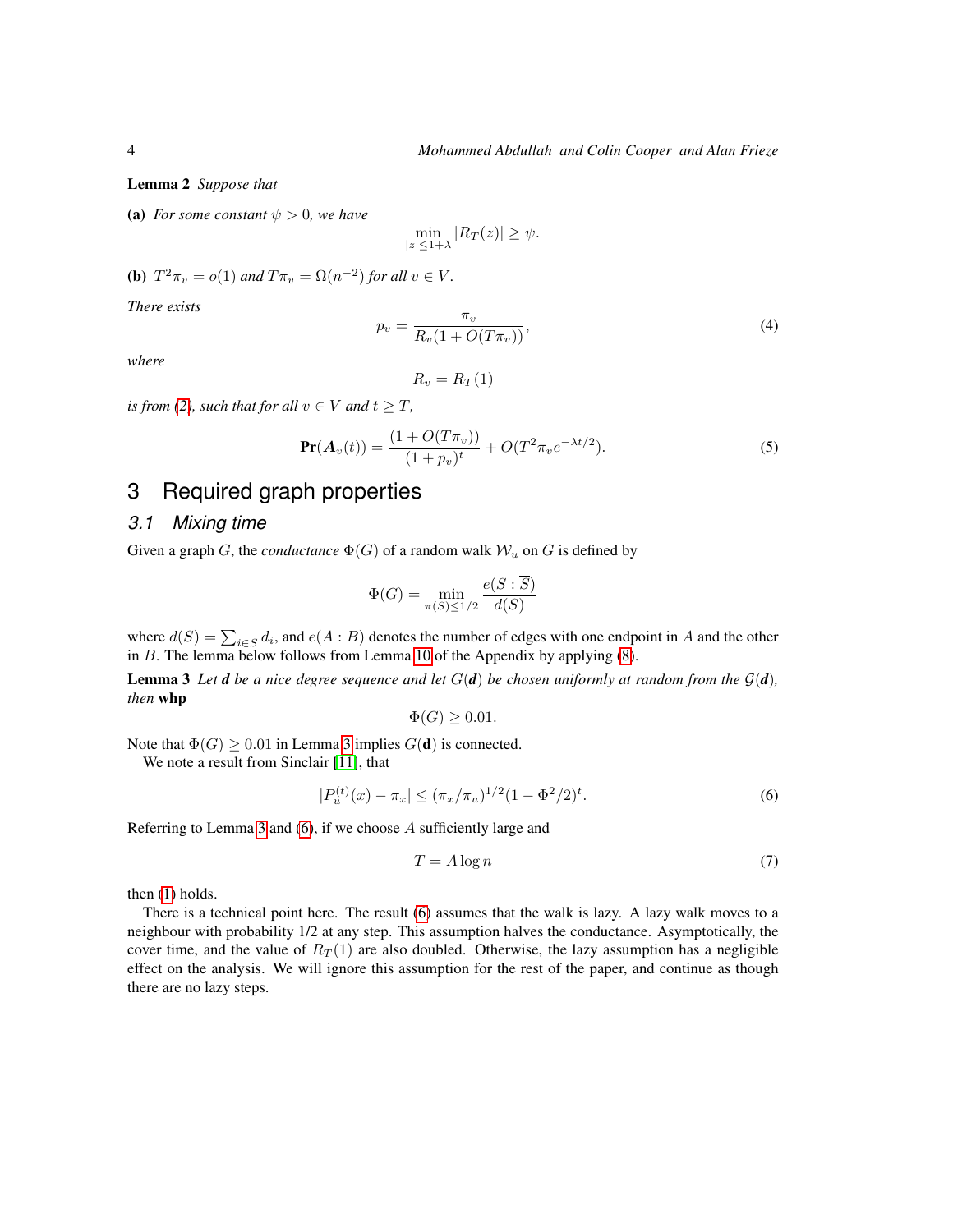**Lemma 2** *Suppose that*

**(a)** *For some constant $\psi > 0$, we have*

$$\min_{|z|\leq 1+\lambda} |R_T(z)| \geq \psi.$$

**(b)** $T^2\pi_v = o(1)$ *and* $T\pi_v = \Omega(n^{-2})$ *for all* $v \in V$.

*There exists*

$$p_v = \frac{\pi_v}{R_v(1 + O(T\pi_v))}, \tag{4}$$

*where*

$$R_v = R_T(1)$$

*is from (2), such that for all $v \in V$ and $t \geq T$,*

$$\mathbf{Pr}(\boldsymbol{A}_v(t)) = \frac{(1 + O(T\pi_v))}{(1 + p_v)^t} + O(T^2\pi_v e^{-\lambda t/2}). \tag{5}$$

# 3 Required graph properties

## 3.1 Mixing time

Given a graph $G$, the *conductance* $\Phi(G)$ of a random walk $\mathcal{W}_u$ on $G$ is defined by

$$\Phi(G) = \min_{\pi(S)\leq 1/2} \frac{e(S : \overline{S})}{d(S)}$$

where $d(S) = \sum_{i\in S} d_i$, and $e(A : B)$ denotes the number of edges with one endpoint in $A$ and the other in $B$. The lemma below follows from Lemma 10 of the Appendix by applying (8).

**Lemma 3** *Let $\boldsymbol{d}$ be a nice degree sequence and let $G(\boldsymbol{d})$ be chosen uniformly at random from the $\mathcal{G}(\boldsymbol{d})$, then* **whp**

$$\Phi(G) \geq 0.01.$$

Note that $\Phi(G) \geq 0.01$ in Lemma 3 implies $G(\mathbf{d})$ is connected.

We note a result from Sinclair [11], that

$$|P_u^{(t)}(x) - \pi_x| \leq (\pi_x/\pi_u)^{1/2}(1 - \Phi^2/2)^t. \tag{6}$$

Referring to Lemma 3 and (6), if we choose $A$ sufficiently large and

$$T = A \log n \tag{7}$$

then (1) holds.

There is a technical point here. The result (6) assumes that the walk is lazy. A lazy walk moves to a neighbour with probability 1/2 at any step. This assumption halves the conductance. Asymptotically, the cover time, and the value of $R_T(1)$ are also doubled. Otherwise, the lazy assumption has a negligible effect on the analysis. We will ignore this assumption for the rest of the paper, and continue as though there are no lazy steps.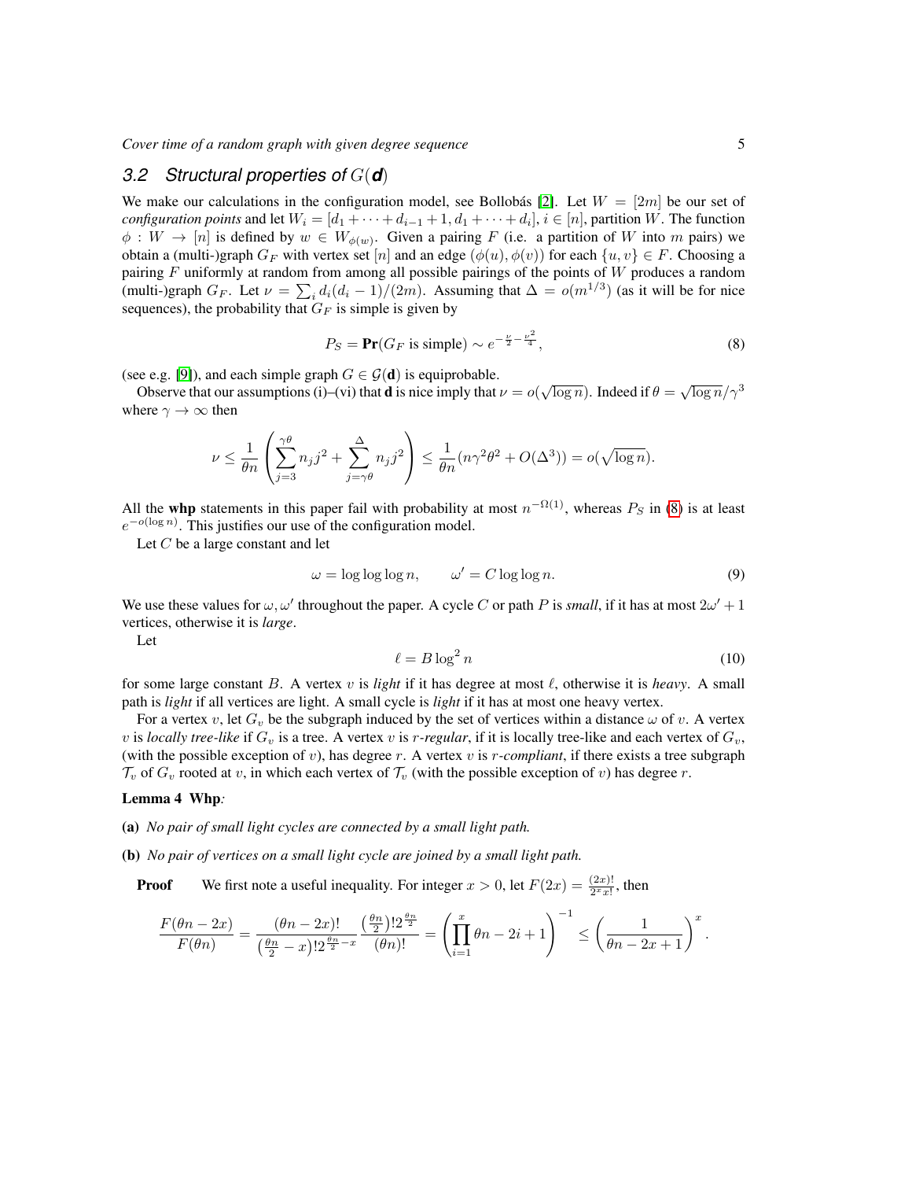## 3.2 Structural properties of $G(\mathbf{d})$

We make our calculations in the configuration model, see Bollobás [2]. Let $W = [2m]$ be our set of *configuration points* and let $W_i = [d_1 + \cdots + d_{i-1} + 1, d_1 + \cdots + d_i]$, $i \in [n]$, partition $W$. The function $\phi : W \to [n]$ is defined by $w \in W_{\phi(w)}$. Given a pairing $F$ (i.e. a partition of $W$ into $m$ pairs) we obtain a (multi-)graph $G_F$ with vertex set $[n]$ and an edge $(\phi(u), \phi(v))$ for each $\{u, v\} \in F$. Choosing a pairing $F$ uniformly at random from among all possible pairings of the points of $W$ produces a random (multi-)graph $G_F$. Let $\nu = \sum_i d_i(d_i - 1)/(2m)$. Assuming that $\Delta = o(m^{1/3})$ (as it will be for nice sequences), the probability that $G_F$ is simple is given by

$$P_S = \mathbf{Pr}(G_F \text{ is simple}) \sim e^{-\frac{\nu}{2} - \frac{\nu^2}{4}}, \tag{8}$$

(see e.g. [9]), and each simple graph $G \in \mathcal{G}(\mathbf{d})$ is equiprobable.

Observe that our assumptions (i)–(vi) that $\mathbf{d}$ is nice imply that $\nu = o(\sqrt{\log n})$. Indeed if $\theta = \sqrt{\log n}/\gamma^3$ where $\gamma \to \infty$ then

$$\nu \leq \frac{1}{\theta n} \left( \sum_{j=3}^{\gamma\theta} n_j j^2 + \sum_{j=\gamma\theta}^{\Delta} n_j j^2 \right) \leq \frac{1}{\theta n}(n\gamma^2\theta^2 + O(\Delta^3)) = o(\sqrt{\log n}).$$

All the **whp** statements in this paper fail with probability at most $n^{-\Omega(1)}$, whereas $P_S$ in (8) is at least $e^{-o(\log n)}$. This justifies our use of the configuration model.

Let $C$ be a large constant and let

$$\omega = \log\log\log n, \qquad \omega' = C \log\log n. \tag{9}$$

We use these values for $\omega, \omega'$ throughout the paper. A cycle $C$ or path $P$ is *small*, if it has at most $2\omega' + 1$ vertices, otherwise it is *large*.

Let

$$\ell = B \log^2 n \tag{10}$$

for some large constant $B$. A vertex $v$ is *light* if it has degree at most $\ell$, otherwise it is *heavy*. A small path is *light* if all vertices are light. A small cycle is *light* if it has at most one heavy vertex.

For a vertex $v$, let $G_v$ be the subgraph induced by the set of vertices within a distance $\omega$ of $v$. A vertex $v$ is *locally tree-like* if $G_v$ is a tree. A vertex $v$ is *$r$-regular*, if it is locally tree-like and each vertex of $G_v$, (with the possible exception of $v$), has degree $r$. A vertex $v$ is *$r$-compliant*, if there exists a tree subgraph $\mathcal{T}_v$ of $G_v$ rooted at $v$, in which each vertex of $\mathcal{T}_v$ (with the possible exception of $v$) has degree $r$.

**Lemma 4** **Whp***:*

**(a)** *No pair of small light cycles are connected by a small light path.*

**(b)** *No pair of vertices on a small light cycle are joined by a small light path.*

**Proof** We first note a useful inequality. For integer $x > 0$, let $F(2x) = \frac{(2x)!}{2^x x!}$, then

$$\frac{F(\theta n - 2x)}{F(\theta n)} = \frac{(\theta n - 2x)!}{\left(\frac{\theta n}{2} - x\right)! 2^{\frac{\theta n}{2} - x}} \frac{\left(\frac{\theta n}{2}\right)! 2^{\frac{\theta n}{2}}}{(\theta n)!} = \left( \prod_{i=1}^{x} \theta n - 2i + 1 \right)^{-1} \leq \left( \frac{1}{\theta n - 2x + 1} \right)^{x}.$$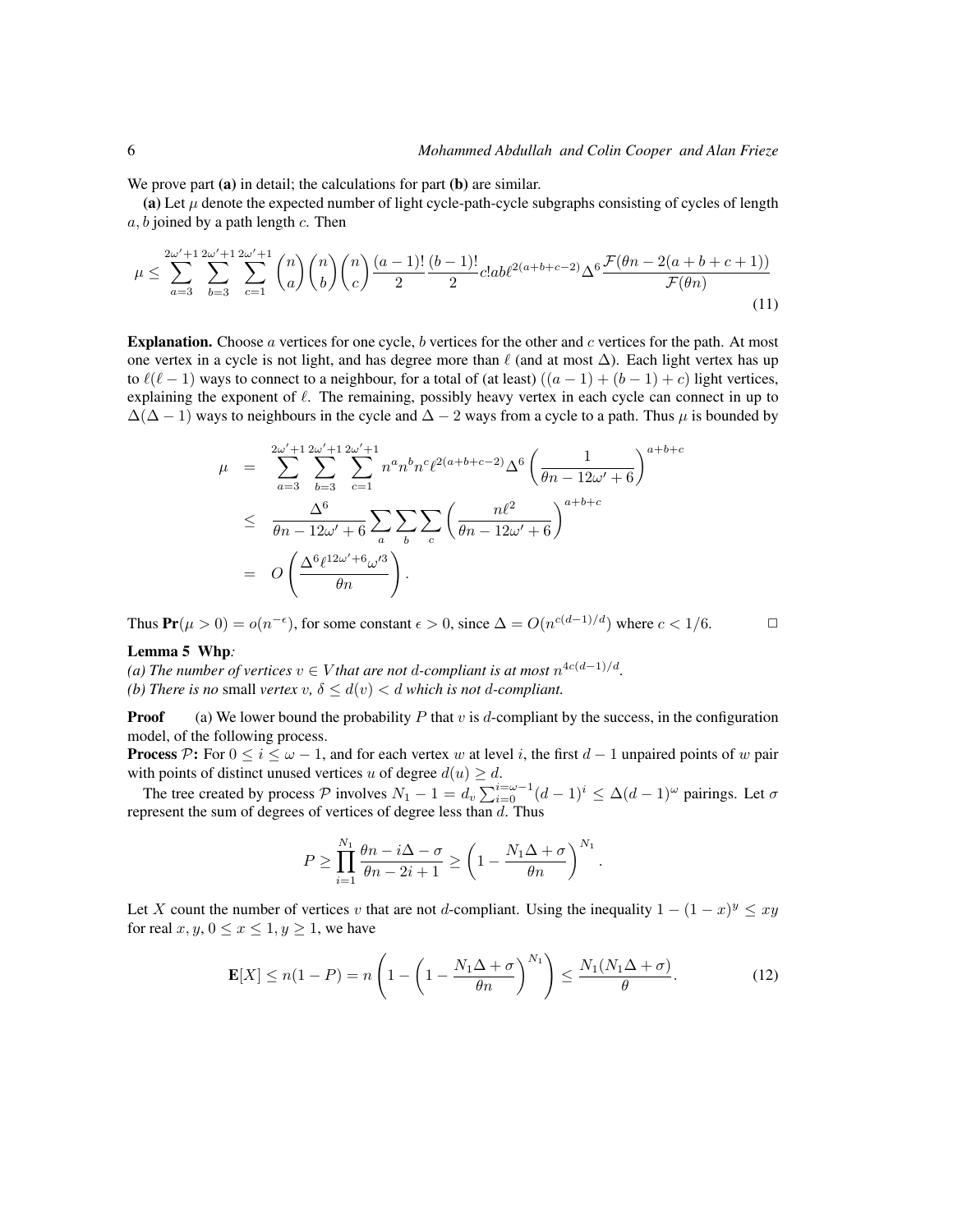We prove part **(a)** in detail; the calculations for part **(b)** are similar.

**(a)** Let $\mu$ denote the expected number of light cycle-path-cycle subgraphs consisting of cycles of length $a, b$ joined by a path length $c$. Then

$$\mu \leq \sum_{a=3}^{2\omega'+1} \sum_{b=3}^{2\omega'+1} \sum_{c=1}^{2\omega'+1} \binom{n}{a}\binom{n}{b}\binom{n}{c} \frac{(a-1)!}{2} \frac{(b-1)!}{2} c! ab \ell^{2(a+b+c-2)} \Delta^6 \frac{\mathcal{F}(\theta n - 2(a+b+c+1))}{\mathcal{F}(\theta n)} \tag{11}$$

**Explanation.** Choose $a$ vertices for one cycle, $b$ vertices for the other and $c$ vertices for the path. At most one vertex in a cycle is not light, and has degree more than $\ell$ (and at most $\Delta$). Each light vertex has up to $\ell(\ell-1)$ ways to connect to a neighbour, for a total of (at least) $((a-1)+(b-1)+c)$ light vertices, explaining the exponent of $\ell$. The remaining, possibly heavy vertex in each cycle can connect in up to $\Delta(\Delta-1)$ ways to neighbours in the cycle and $\Delta - 2$ ways from a cycle to a path. Thus $\mu$ is bounded by

$$\begin{aligned}
\mu &= \sum_{a=3}^{2\omega'+1} \sum_{b=3}^{2\omega'+1} \sum_{c=1}^{2\omega'+1} n^a n^b n^c \ell^{2(a+b+c-2)} \Delta^6 \left(\frac{1}{\theta n - 12\omega' + 6}\right)^{a+b+c} \\
&\leq \frac{\Delta^6}{\theta n - 12\omega' + 6} \sum_a \sum_b \sum_c \left(\frac{n\ell^2}{\theta n - 12\omega' + 6}\right)^{a+b+c} \\
&= O\left(\frac{\Delta^6 \ell^{12\omega'+6} \omega'^3}{\theta n}\right).
\end{aligned}$$

Thus $\mathbf{Pr}(\mu > 0) = o(n^{-\epsilon})$, for some constant $\epsilon > 0$, since $\Delta = O(n^{c(d-1)/d})$ where $c < 1/6$. $\Box$

**Lemma 5 Whp***:*
*(a) The number of vertices $v \in V$ that are not $d$-compliant is at most $n^{4c(d-1)/d}$.*
*(b) There is no* small *vertex $v$, $\delta \leq d(v) < d$ which is not $d$-compliant.*

**Proof** (a) We lower bound the probability $P$ that $v$ is $d$-compliant by the success, in the configuration model, of the following process.

**Process $\mathcal{P}$:** For $0 \leq i \leq \omega - 1$, and for each vertex $w$ at level $i$, the first $d-1$ unpaired points of $w$ pair with points of distinct unused vertices $u$ of degree $d(u) \geq d$.

The tree created by process $\mathcal{P}$ involves $N_1 - 1 = d_v \sum_{i=0}^{i=\omega-1} (d-1)^i \leq \Delta(d-1)^\omega$ pairings. Let $\sigma$ represent the sum of degrees of vertices of degree less than $d$. Thus

$$P \geq \prod_{i=1}^{N_1} \frac{\theta n - i\Delta - \sigma}{\theta n - 2i + 1} \geq \left(1 - \frac{N_1 \Delta + \sigma}{\theta n}\right)^{N_1}.$$

Let $X$ count the number of vertices $v$ that are not $d$-compliant. Using the inequality $1 - (1-x)^y \leq xy$ for real $x, y$, $0 \leq x \leq 1, y \geq 1$, we have

$$\mathbf{E}[X] \leq n(1-P) = n\left(1 - \left(1 - \frac{N_1\Delta + \sigma}{\theta n}\right)^{N_1}\right) \leq \frac{N_1(N_1\Delta + \sigma)}{\theta}. \tag{12}$$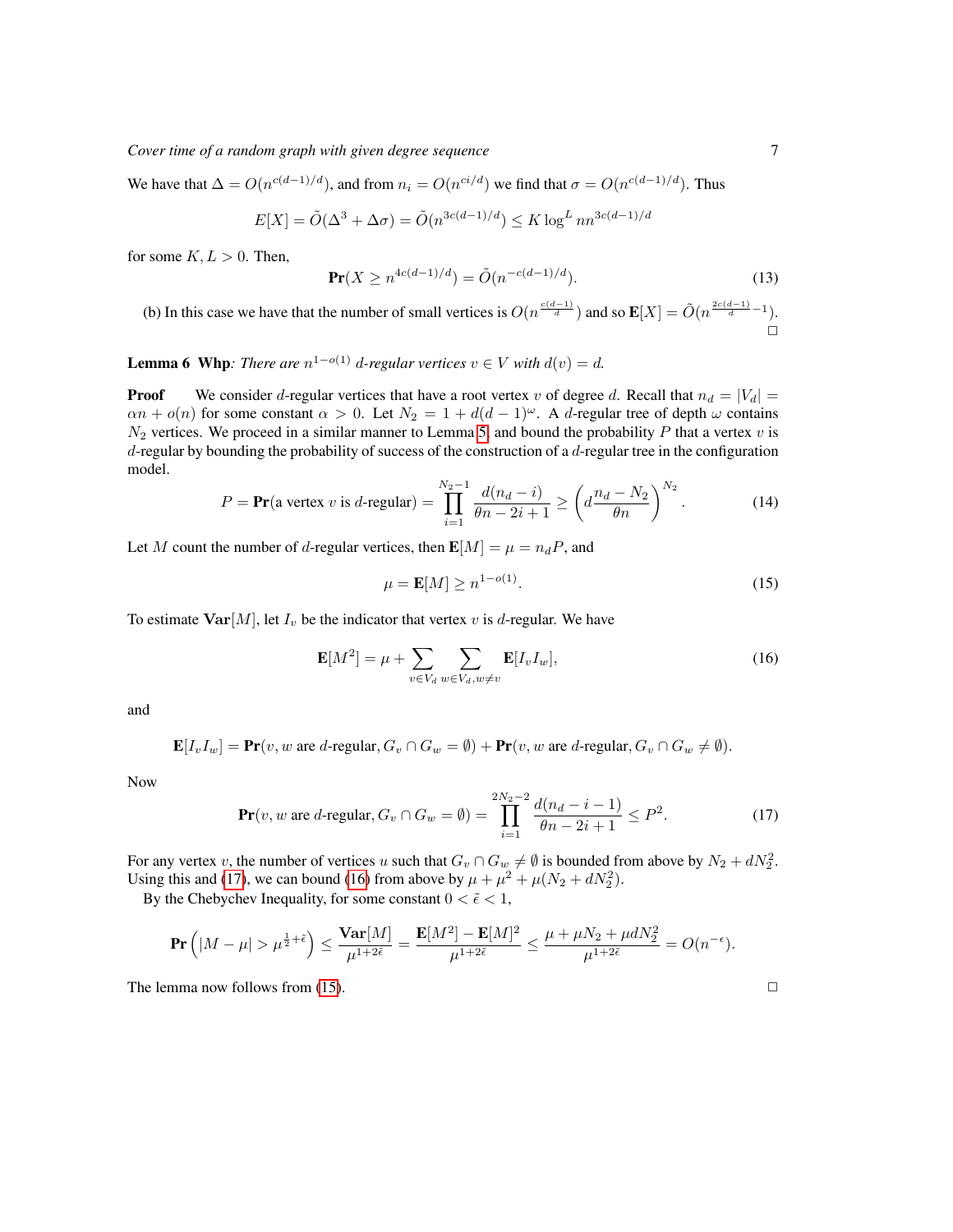We have that $\Delta = O(n^{c(d-1)/d})$, and from $n_i = O(n^{ci/d})$ we find that $\sigma = O(n^{c(d-1)/d})$. Thus

$$E[X] = \tilde{O}(\Delta^3 + \Delta\sigma) = \tilde{O}(n^{3c(d-1)/d}) \leq K \log^L n n^{3c(d-1)/d}$$

for some $K, L > 0$. Then,

$$\mathbf{Pr}(X \geq n^{4c(d-1)/d}) = \tilde{O}(n^{-c(d-1)/d}). \tag{13}$$

(b) In this case we have that the number of small vertices is $O(n^{\frac{c(d-1)}{d}})$ and so $\mathbf{E}[X] = \tilde{O}(n^{\frac{2c(d-1)}{d}-1})$. □

**Lemma 6** **Whp**: *There are $n^{1-o(1)}$ $d$-regular vertices $v \in V$ with $d(v) = d$.*

**Proof** We consider $d$-regular vertices that have a root vertex $v$ of degree $d$. Recall that $n_d = |V_d| = \alpha n + o(n)$ for some constant $\alpha > 0$. Let $N_2 = 1 + d(d-1)^\omega$. A $d$-regular tree of depth $\omega$ contains $N_2$ vertices. We proceed in a similar manner to Lemma 5, and bound the probability $P$ that a vertex $v$ is $d$-regular by bounding the probability of success of the construction of a $d$-regular tree in the configuration model.

$$P = \mathbf{Pr}(\text{a vertex } v \text{ is } d\text{-regular}) = \prod_{i=1}^{N_2-1} \frac{d(n_d - i)}{\theta n - 2i + 1} \geq \left(d\frac{n_d - N_2}{\theta n}\right)^{N_2}. \tag{14}$$

Let $M$ count the number of $d$-regular vertices, then $\mathbf{E}[M] = \mu = n_d P$, and

$$\mu = \mathbf{E}[M] \geq n^{1-o(1)}. \tag{15}$$

To estimate $\mathbf{Var}[M]$, let $I_v$ be the indicator that vertex $v$ is $d$-regular. We have

$$\mathbf{E}[M^2] = \mu + \sum_{v \in V_d} \sum_{w \in V_d, w \neq v} \mathbf{E}[I_v I_w], \tag{16}$$

and

$$\mathbf{E}[I_v I_w] = \mathbf{Pr}(v, w \text{ are } d\text{-regular}, G_v \cap G_w = \emptyset) + \mathbf{Pr}(v, w \text{ are } d\text{-regular}, G_v \cap G_w \neq \emptyset).$$

Now

$$\mathbf{Pr}(v, w \text{ are } d\text{-regular}, G_v \cap G_w = \emptyset) = \prod_{i=1}^{2N_2-2} \frac{d(n_d - i - 1)}{\theta n - 2i + 1} \leq P^2. \tag{17}$$

For any vertex $v$, the number of vertices $u$ such that $G_v \cap G_w \neq \emptyset$ is bounded from above by $N_2 + dN_2^2$. Using this and (17), we can bound (16) from above by $\mu + \mu^2 + \mu(N_2 + dN_2^2)$.

By the Chebychev Inequality, for some constant $0 < \tilde{\epsilon} < 1$,

$$\mathbf{Pr}\left(|M - \mu| > \mu^{\frac{1}{2}+\tilde{\epsilon}}\right) \leq \frac{\mathbf{Var}[M]}{\mu^{1+2\tilde{\epsilon}}} = \frac{\mathbf{E}[M^2] - \mathbf{E}[M]^2}{\mu^{1+2\tilde{\epsilon}}} \leq \frac{\mu + \mu N_2 + \mu d N_2^2}{\mu^{1+2\tilde{\epsilon}}} = O(n^{-\epsilon}).$$

The lemma now follows from (15). □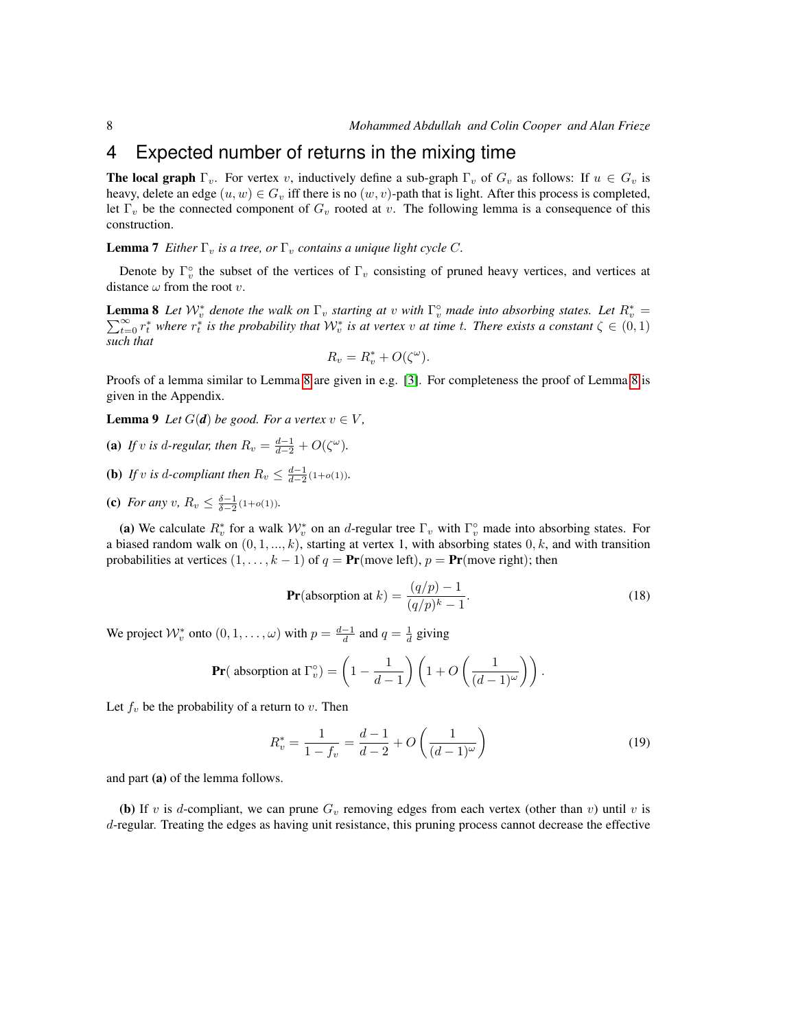## 4 Expected number of returns in the mixing time

**The local graph** $\Gamma_v$. For vertex $v$, inductively define a sub-graph $\Gamma_v$ of $G_v$ as follows: If $u \in G_v$ is heavy, delete an edge $(u, w) \in G_v$ iff there is no $(w, v)$-path that is light. After this process is completed, let $\Gamma_v$ be the connected component of $G_v$ rooted at $v$. The following lemma is a consequence of this construction.

**Lemma 7** *Either $\Gamma_v$ is a tree, or $\Gamma_v$ contains a unique light cycle $C$.*

Denote by $\Gamma_v^\circ$ the subset of the vertices of $\Gamma_v$ consisting of pruned heavy vertices, and vertices at distance $\omega$ from the root $v$.

**Lemma 8** *Let $\mathcal{W}_v^*$ denote the walk on $\Gamma_v$ starting at $v$ with $\Gamma_v^\circ$ made into absorbing states. Let $R_v^* = \sum_{t=0}^{\infty} r_t^*$ where $r_t^*$ is the probability that $\mathcal{W}_v^*$ is at vertex $v$ at time $t$. There exists a constant $\zeta \in (0,1)$ such that*

$$R_v = R_v^* + O(\zeta^\omega).$$

Proofs of a lemma similar to Lemma 8 are given in e.g. [3]. For completeness the proof of Lemma 8 is given in the Appendix.

**Lemma 9** *Let $G(\boldsymbol{d})$ be good. For a vertex $v \in V$,*

**(a)** *If $v$ is $d$-regular, then $R_v = \frac{d-1}{d-2} + O(\zeta^\omega)$.*

**(b)** *If $v$ is $d$-compliant then $R_v \leq \frac{d-1}{d-2}(1+o(1))$.*

**(c)** *For any $v$, $R_v \leq \frac{\delta-1}{\delta-2}(1+o(1))$.*

**(a)** We calculate $R_v^*$ for a walk $\mathcal{W}_v^*$ on an $d$-regular tree $\Gamma_v$ with $\Gamma_v^\circ$ made into absorbing states. For a biased random walk on $(0, 1, ..., k)$, starting at vertex 1, with absorbing states $0, k$, and with transition probabilities at vertices $(1, \ldots, k-1)$ of $q = \mathbf{Pr}(\text{move left})$, $p = \mathbf{Pr}(\text{move right})$; then

$$\mathbf{Pr}(\text{absorption at } k) = \frac{(q/p) - 1}{(q/p)^k - 1}. \tag{18}$$

We project $\mathcal{W}_v^*$ onto $(0, 1, \ldots, \omega)$ with $p = \frac{d-1}{d}$ and $q = \frac{1}{d}$ giving

$$\mathbf{Pr}(\text{ absorption at } \Gamma_v^\circ) = \left(1 - \frac{1}{d-1}\right)\left(1 + O\left(\frac{1}{(d-1)^\omega}\right)\right).$$

Let $f_v$ be the probability of a return to $v$. Then

$$R_v^* = \frac{1}{1 - f_v} = \frac{d-1}{d-2} + O\left(\frac{1}{(d-1)^\omega}\right) \tag{19}$$

and part **(a)** of the lemma follows.

**(b)** If $v$ is $d$-compliant, we can prune $G_v$ removing edges from each vertex (other than $v$) until $v$ is $d$-regular. Treating the edges as having unit resistance, this pruning process cannot decrease the effective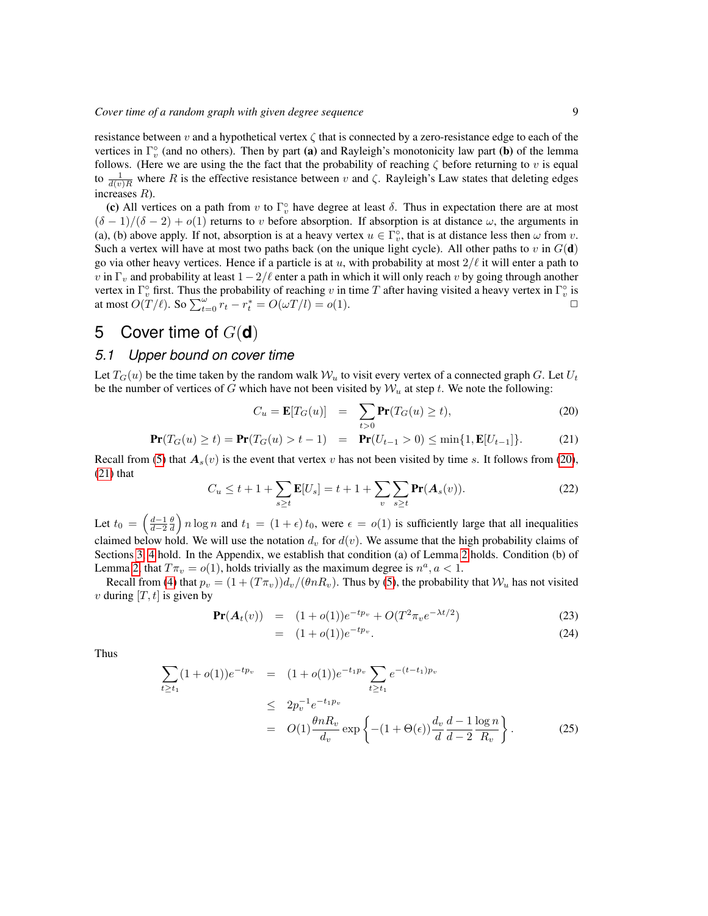resistance between $v$ and a hypothetical vertex $\zeta$ that is connected by a zero-resistance edge to each of the vertices in $\Gamma_v^\circ$ (and no others). Then by part **(a)** and Rayleigh's monotonicity law part **(b)** of the lemma follows. (Here we are using the the fact that the probability of reaching $\zeta$ before returning to $v$ is equal to $\frac{1}{d(v)R}$ where $R$ is the effective resistance between $v$ and $\zeta$. Rayleigh's Law states that deleting edges increases $R$).

**(c)** All vertices on a path from $v$ to $\Gamma_v^\circ$ have degree at least $\delta$. Thus in expectation there are at most $(\delta-1)/(\delta-2)+o(1)$ returns to $v$ before absorption. If absorption is at distance $\omega$, the arguments in (a), (b) above apply. If not, absorption is at a heavy vertex $u \in \Gamma_v^\circ$, that is at distance less then $\omega$ from $v$. Such a vertex will have at most two paths back (on the unique light cycle). All other paths to $v$ in $G(\mathbf{d})$ go via other heavy vertices. Hence if a particle is at $u$, with probability at most $2/\ell$ it will enter a path to $v$ in $\Gamma_v$ and probability at least $1-2/\ell$ enter a path in which it will only reach $v$ by going through another vertex in $\Gamma_v^\circ$ first. Thus the probability of reaching $v$ in time $T$ after having visited a heavy vertex in $\Gamma_v^\circ$ is at most $O(T/\ell)$. So $\sum_{t=0}^{\omega} r_t - r_t^* = O(\omega T/l) = o(1)$. □

# 5 Cover time of $G(\mathbf{d})$

## 5.1 Upper bound on cover time

Let $T_G(u)$ be the time taken by the random walk $\mathcal{W}_u$ to visit every vertex of a connected graph $G$. Let $U_t$ be the number of vertices of $G$ which have not been visited by $\mathcal{W}_u$ at step $t$. We note the following:

$$C_u = \mathbf{E}[T_G(u)] \quad = \quad \sum_{t>0} \mathbf{Pr}(T_G(u) \geq t), \tag{20}$$

$$\mathbf{Pr}(T_G(u) \geq t) = \mathbf{Pr}(T_G(u) > t-1) \quad = \quad \mathbf{Pr}(U_{t-1} > 0) \leq \min\{1, \mathbf{E}[U_{t-1}]\}. \tag{21}$$

Recall from (5) that $\boldsymbol{A}_s(v)$ is the event that vertex $v$ has not been visited by time $s$. It follows from (20), (21) that

$$C_u \leq t + 1 + \sum_{s \geq t} \mathbf{E}[U_s] = t + 1 + \sum_v \sum_{s \geq t} \mathbf{Pr}(\boldsymbol{A}_s(v)). \tag{22}$$

Let $t_0 = \left(\frac{d-1}{d-2}\frac{\theta}{d}\right) n \log n$ and $t_1 = (1+\epsilon)\, t_0$, were $\epsilon = o(1)$ is sufficiently large that all inequalities claimed below hold. We will use the notation $d_v$ for $d(v)$. We assume that the high probability claims of Sections 3, 4 hold. In the Appendix, we establish that condition (a) of Lemma 2 holds. Condition (b) of Lemma 2, that $T\pi_v = o(1)$, holds trivially as the maximum degree is $n^a, a < 1$.

Recall from (4) that $p_v = (1 + (T\pi_v))d_v/(\theta n R_v)$. Thus by (5), the probability that $\mathcal{W}_u$ has not visited $v$ during $[T, t]$ is given by

$$\begin{aligned}
\mathbf{Pr}(\boldsymbol{A}_t(v)) \quad &= \quad (1+o(1))e^{-tp_v} + O(T^2 \pi_v e^{-\lambda t/2}) && (23)\\
&= \quad (1+o(1))e^{-tp_v}. && (24)
\end{aligned}$$

Thus

$$\begin{aligned}
\sum_{t \geq t_1} (1+o(1))e^{-tp_v} \quad &= \quad (1+o(1))e^{-t_1 p_v} \sum_{t \geq t_1} e^{-(t-t_1)p_v} \\
&\leq \quad 2p_v^{-1} e^{-t_1 p_v} \\
&= \quad O(1) \frac{\theta n R_v}{d_v} \exp\left\{-(1+\Theta(\epsilon))\frac{d_v}{d}\frac{d-1}{d-2}\frac{\log n}{R_v}\right\}. && (25)
\end{aligned}$$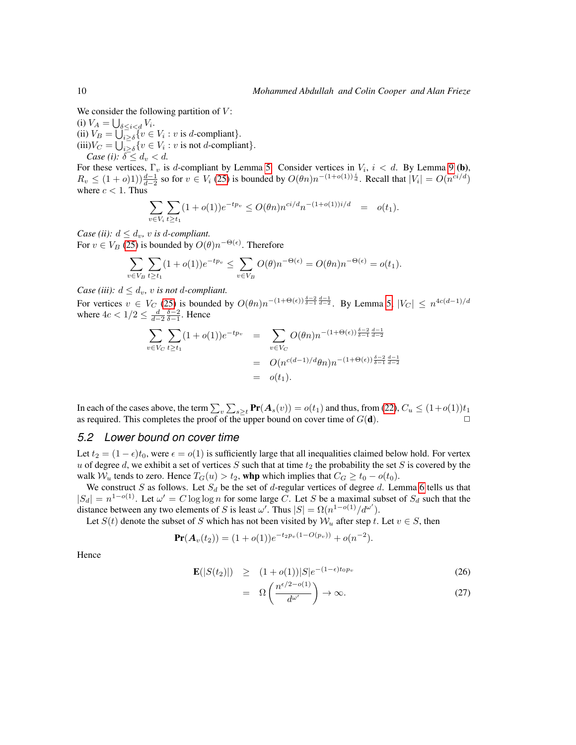We consider the following partition of $V$:

(i) $V_A = \bigcup_{\delta \le i < d} V_i$.

(ii) $V_B = \bigcup_{i \ge \delta} \{v \in V_i : v \text{ is } d\text{-compliant}\}$.

(iii)$V_C = \bigcup_{i \ge \delta} \{v \in V_i : v \text{ is not } d\text{-compliant}\}$.

*Case (i): $\delta \le d_v < d$.*

For these vertices, $\Gamma_v$ is $d$-compliant by Lemma 5. Consider vertices in $V_i$, $i < d$. By Lemma 9 **(b)**, $R_v \le (1+o)1))\frac{d-1}{d-2}$ so for $v \in V_i$ (25) is bounded by $O(\theta n) n^{-(1+o(1))\frac{i}{d}}$. Recall that $|V_i| = O(n^{ci/d})$ where $c < 1$. Thus

$$\sum_{v \in V_i} \sum_{t \ge t_1} (1+o(1)) e^{-tp_v} \le O(\theta n) n^{ci/d} n^{-(1+o(1))i/d} \quad = \quad o(t_1).$$

*Case (ii): $d \le d_v$, $v$ is $d$-compliant.*

For $v \in V_B$ (25) is bounded by $O(\theta) n^{-\Theta(\epsilon)}$. Therefore

$$\sum_{v \in V_B} \sum_{t \ge t_1} (1+o(1)) e^{-tp_v} \le \sum_{v \in V_B} O(\theta) n^{-\Theta(\epsilon)} = O(\theta n) n^{-\Theta(\epsilon)} = o(t_1).$$

*Case (iii): $d \le d_v$, $v$ is not $d$-compliant.*

For vertices $v \in V_C$ (25) is bounded by $O(\theta n) n^{-(1+\Theta(\epsilon))\frac{\delta-2}{\delta-1}\frac{d-1}{d-2}}$. By Lemma 5, $|V_C| \le n^{4c(d-1)/d}$ where $4c < 1/2 \le \frac{d}{d-2}\frac{\delta-2}{\delta-1}$. Hence

$$\begin{aligned}
\sum_{v \in V_C} \sum_{t \ge t_1} (1+o(1)) e^{-tp_v} &= \sum_{v \in V_C} O(\theta n) n^{-(1+\Theta(\epsilon))\frac{\delta-2}{\delta-1}\frac{d-1}{d-2}} \\
&= O(n^{c(d-1)/d} \theta n) n^{-(1+\Theta(\epsilon))\frac{\delta-2}{\delta-1}\frac{d-1}{d-2}} \\
&= o(t_1).
\end{aligned}$$

In each of the cases above, the term $\sum_v \sum_{s \ge t} \mathbf{Pr}(\boldsymbol{A}_s(v)) = o(t_1)$ and thus, from (22), $C_u \le (1+o(1))t_1$ as required. This completes the proof of the upper bound on cover time of $G(\mathbf{d})$. □

## 5.2 Lower bound on cover time

Let $t_2 = (1-\epsilon)t_0$, were $\epsilon = o(1)$ is sufficiently large that all inequalities claimed below hold. For vertex $u$ of degree $d$, we exhibit a set of vertices $S$ such that at time $t_2$ the probability the set $S$ is covered by the walk $\mathcal{W}_u$ tends to zero. Hence $T_G(u) > t_2$, **whp** which implies that $C_G \ge t_0 - o(t_0)$.

We construct $S$ as follows. Let $S_d$ be the set of $d$-regular vertices of degree $d$. Lemma 6 tells us that $|S_d| = n^{1-o(1)}$. Let $\omega' = C \log \log n$ for some large $C$. Let $S$ be a maximal subset of $S_d$ such that the distance between any two elements of $S$ is least $\omega'$. Thus $|S| = \Omega(n^{1-o(1)}/d^{\omega'})$.

Let $S(t)$ denote the subset of $S$ which has not been visited by $\mathcal{W}_u$ after step $t$. Let $v \in S$, then

$$\mathbf{Pr}(\boldsymbol{A}_v(t_2)) = (1+o(1)) e^{-t_2 p_v (1-O(p_v))} + o(n^{-2}).$$

Hence

$$\begin{aligned}
\mathbf{E}(|S(t_2)|) &\ge (1+o(1))|S| e^{-(1-\epsilon)t_0 p_v} && (26) \\
&= \Omega\left(\frac{n^{\epsilon/2-o(1)}}{d^{\omega'}}\right) \to \infty. && (27)
\end{aligned}$$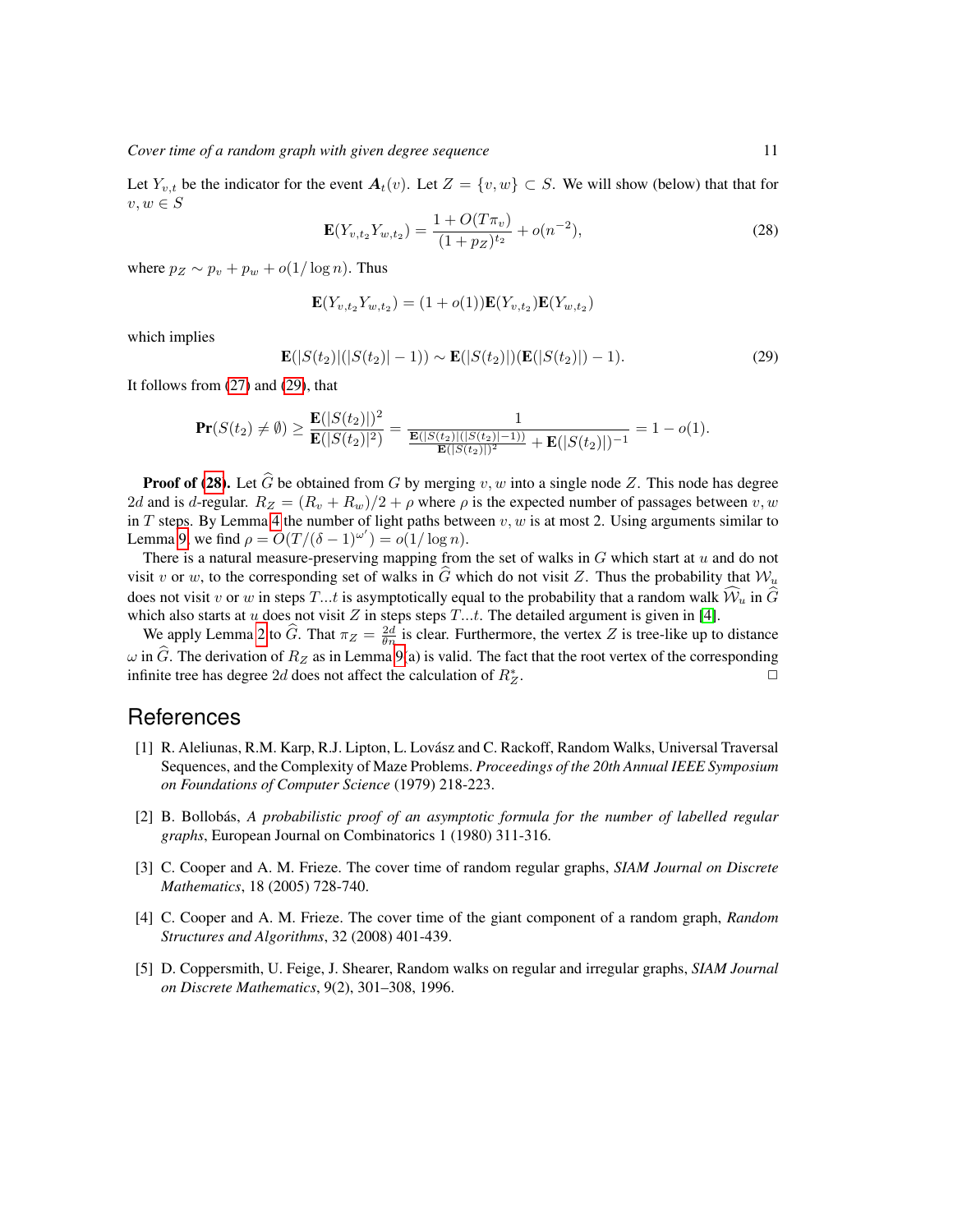Let $Y_{v,t}$ be the indicator for the event $\boldsymbol{A}_t(v)$. Let $Z = \{v, w\} \subset S$. We will show (below) that that for $v, w \in S$

$$
\mathbf{E}(Y_{v,t_2} Y_{w,t_2}) = \frac{1 + O(T\pi_v)}{(1 + p_Z)^{t_2}} + o(n^{-2}), \tag{28}
$$

where $p_Z \sim p_v + p_w + o(1/\log n)$. Thus

$$
\mathbf{E}(Y_{v,t_2} Y_{w,t_2}) = (1 + o(1))\mathbf{E}(Y_{v,t_2})\mathbf{E}(Y_{w,t_2})
$$

which implies

$$
\mathbf{E}(|S(t_2)|(|S(t_2)| - 1)) \sim \mathbf{E}(|S(t_2)|)(\mathbf{E}(|S(t_2)|) - 1). \tag{29}
$$

It follows from (27) and (29), that

$$
\mathbf{Pr}(S(t_2) \neq \emptyset) \geq \frac{\mathbf{E}(|S(t_2)|)^2}{\mathbf{E}(|S(t_2)|^2)} = \frac{1}{\frac{\mathbf{E}(|S(t_2)|(|S(t_2)|-1))}{\mathbf{E}(|S(t_2)|)^2} + \mathbf{E}(|S(t_2)|)^{-1}} = 1 - o(1).
$$

**Proof of (28).** Let $\widehat{G}$ be obtained from $G$ by merging $v, w$ into a single node $Z$. This node has degree $2d$ and is $d$-regular. $R_Z = (R_v + R_w)/2 + \rho$ where $\rho$ is the expected number of passages between $v, w$ in $T$ steps. By Lemma 4 the number of light paths between $v, w$ is at most 2. Using arguments similar to Lemma 9, we find $\rho = O(T/(\delta - 1)^{\omega'}) = o(1/\log n)$.

There is a natural measure-preserving mapping from the set of walks in $G$ which start at $u$ and do not visit $v$ or $w$, to the corresponding set of walks in $\widehat{G}$ which do not visit $Z$. Thus the probability that $\mathcal{W}_u$ does not visit $v$ or $w$ in steps $T...t$ is asymptotically equal to the probability that a random walk $\widehat{\mathcal{W}}_u$ in $\widehat{G}$ which also starts at $u$ does not visit $Z$ in steps steps $T...t$. The detailed argument is given in [4].

We apply Lemma 2 to $\widehat{G}$. That $\pi_Z = \frac{2d}{\theta n}$ is clear. Furthermore, the vertex $Z$ is tree-like up to distance $\omega$ in $\widehat{G}$. The derivation of $R_Z$ as in Lemma 9(a) is valid. The fact that the root vertex of the corresponding infinite tree has degree $2d$ does not affect the calculation of $R_Z^*$. □

## References

[1] R. Aleliunas, R.M. Karp, R.J. Lipton, L. Lovász and C. Rackoff, Random Walks, Universal Traversal Sequences, and the Complexity of Maze Problems. *Proceedings of the 20th Annual IEEE Symposium on Foundations of Computer Science* (1979) 218-223.

[2] B. Bollobás, *A probabilistic proof of an asymptotic formula for the number of labelled regular graphs*, European Journal on Combinatorics 1 (1980) 311-316.

[3] C. Cooper and A. M. Frieze. The cover time of random regular graphs, *SIAM Journal on Discrete Mathematics*, 18 (2005) 728-740.

[4] C. Cooper and A. M. Frieze. The cover time of the giant component of a random graph, *Random Structures and Algorithms*, 32 (2008) 401-439.

[5] D. Coppersmith, U. Feige, J. Shearer, Random walks on regular and irregular graphs, *SIAM Journal on Discrete Mathematics*, 9(2), 301–308, 1996.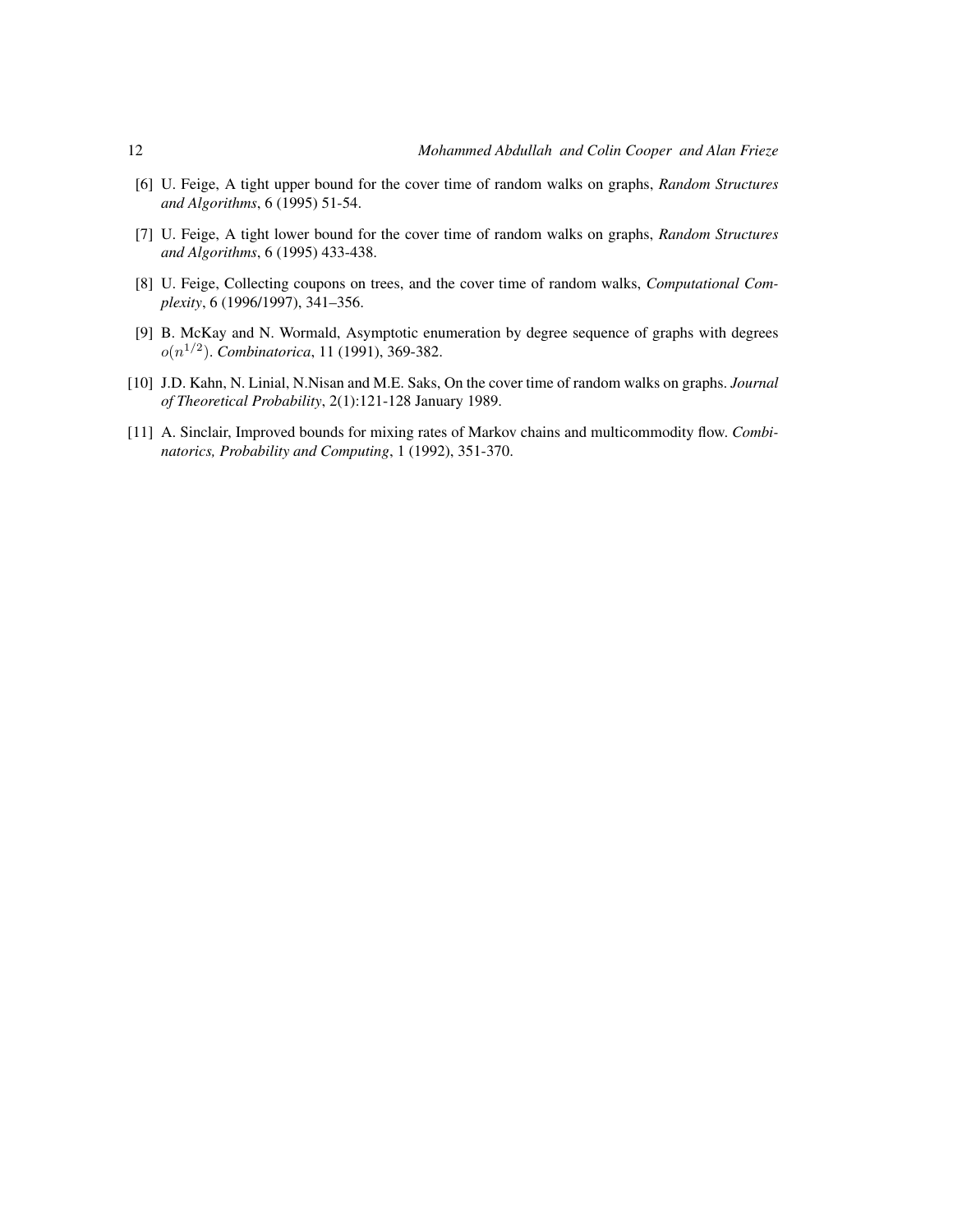[6] U. Feige, A tight upper bound for the cover time of random walks on graphs, *Random Structures and Algorithms*, 6 (1995) 51-54.

[7] U. Feige, A tight lower bound for the cover time of random walks on graphs, *Random Structures and Algorithms*, 6 (1995) 433-438.

[8] U. Feige, Collecting coupons on trees, and the cover time of random walks, *Computational Complexity*, 6 (1996/1997), 341–356.

[9] B. McKay and N. Wormald, Asymptotic enumeration by degree sequence of graphs with degrees $o(n^{1/2})$. *Combinatorica*, 11 (1991), 369-382.

[10] J.D. Kahn, N. Linial, N.Nisan and M.E. Saks, On the cover time of random walks on graphs. *Journal of Theoretical Probability*, 2(1):121-128 January 1989.

[11] A. Sinclair, Improved bounds for mixing rates of Markov chains and multicommodity flow. *Combinatorics, Probability and Computing*, 1 (1992), 351-370.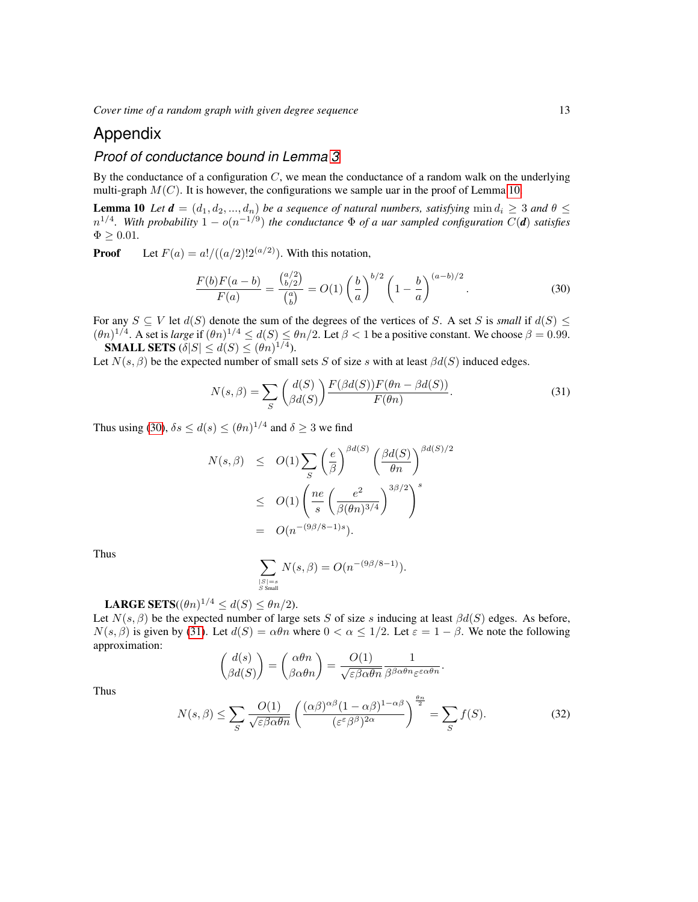# Appendix

## *Proof of conductance bound in Lemma 3*

By the conductance of a configuration $C$, we mean the conductance of a random walk on the underlying multi-graph $M(C)$. It is however, the configurations we sample uar in the proof of Lemma 10.

**Lemma 10** *Let $\boldsymbol{d} = (d_1, d_2, ..., d_n)$ be a sequence of natural numbers, satisfying $\min d_i \geq 3$ and $\theta \leq n^{1/4}$. With probability $1 - o(n^{-1/9})$ the conductance $\Phi$ of a uar sampled configuration $C(\boldsymbol{d})$ satisfies $\Phi \geq 0.01$.*

**Proof** Let $F(a) = a!/((a/2)!2^{(a/2)})$. With this notation,

$$\frac{F(b)F(a-b)}{F(a)} = \frac{\binom{a/2}{b/2}}{\binom{a}{b}} = O(1)\left(\frac{b}{a}\right)^{b/2}\left(1-\frac{b}{a}\right)^{(a-b)/2}. \tag{30}$$

For any $S \subseteq V$ let $d(S)$ denote the sum of the degrees of the vertices of $S$. A set $S$ is *small* if $d(S) \leq (\theta n)^{1/4}$. A set is *large* if $(\theta n)^{1/4} \leq d(S) \leq \theta n/2$. Let $\beta < 1$ be a positive constant. We choose $\beta = 0.99$.

**SMALL SETS** ($\delta|S| \leq d(S) \leq (\theta n)^{1/4}$).

Let $N(s, \beta)$ be the expected number of small sets $S$ of size $s$ with at least $\beta d(S)$ induced edges.

$$N(s,\beta) = \sum_S \binom{d(S)}{\beta d(S)} \frac{F(\beta d(S))F(\theta n - \beta d(S))}{F(\theta n)}. \tag{31}$$

Thus using (30), $\delta s \leq d(s) \leq (\theta n)^{1/4}$ and $\delta \geq 3$ we find

$$\begin{aligned}
N(s,\beta) &\leq O(1)\sum_S \left(\frac{e}{\beta}\right)^{\beta d(S)} \left(\frac{\beta d(S)}{\theta n}\right)^{\beta d(S)/2} \\
&\leq O(1)\left(\frac{ne}{s}\left(\frac{e^2}{\beta(\theta n)^{3/4}}\right)^{3\beta/2}\right)^s \\
&= O(n^{-(9\beta/8-1)s}).
\end{aligned}$$

Thus

$$\sum_{\substack{|S|=s \\ S \text{ Small}}} N(s,\beta) = O(n^{-(9\beta/8-1)}).$$

**LARGE SETS**($(\theta n)^{1/4} \leq d(S) \leq \theta n/2$).

Let $N(s, \beta)$ be the expected number of large sets $S$ of size $s$ inducing at least $\beta d(S)$ edges. As before, $N(s, \beta)$ is given by (31). Let $d(S) = \alpha\theta n$ where $0 < \alpha \leq 1/2$. Let $\varepsilon = 1 - \beta$. We note the following approximation:

$$\binom{d(s)}{\beta d(S)} = \binom{\alpha\theta n}{\beta\alpha\theta n} = \frac{O(1)}{\sqrt{\varepsilon\beta\alpha\theta n}} \frac{1}{\beta^{\beta\alpha\theta n}\varepsilon^{\varepsilon\alpha\theta n}}.$$

Thus

$$N(s,\beta) \leq \sum_S \frac{O(1)}{\sqrt{\varepsilon\beta\alpha\theta n}} \left(\frac{(\alpha\beta)^{\alpha\beta}(1-\alpha\beta)^{1-\alpha\beta}}{(\varepsilon^\varepsilon\beta^\beta)^{2\alpha}}\right)^{\frac{\theta n}{2}} = \sum_S f(S). \tag{32}$$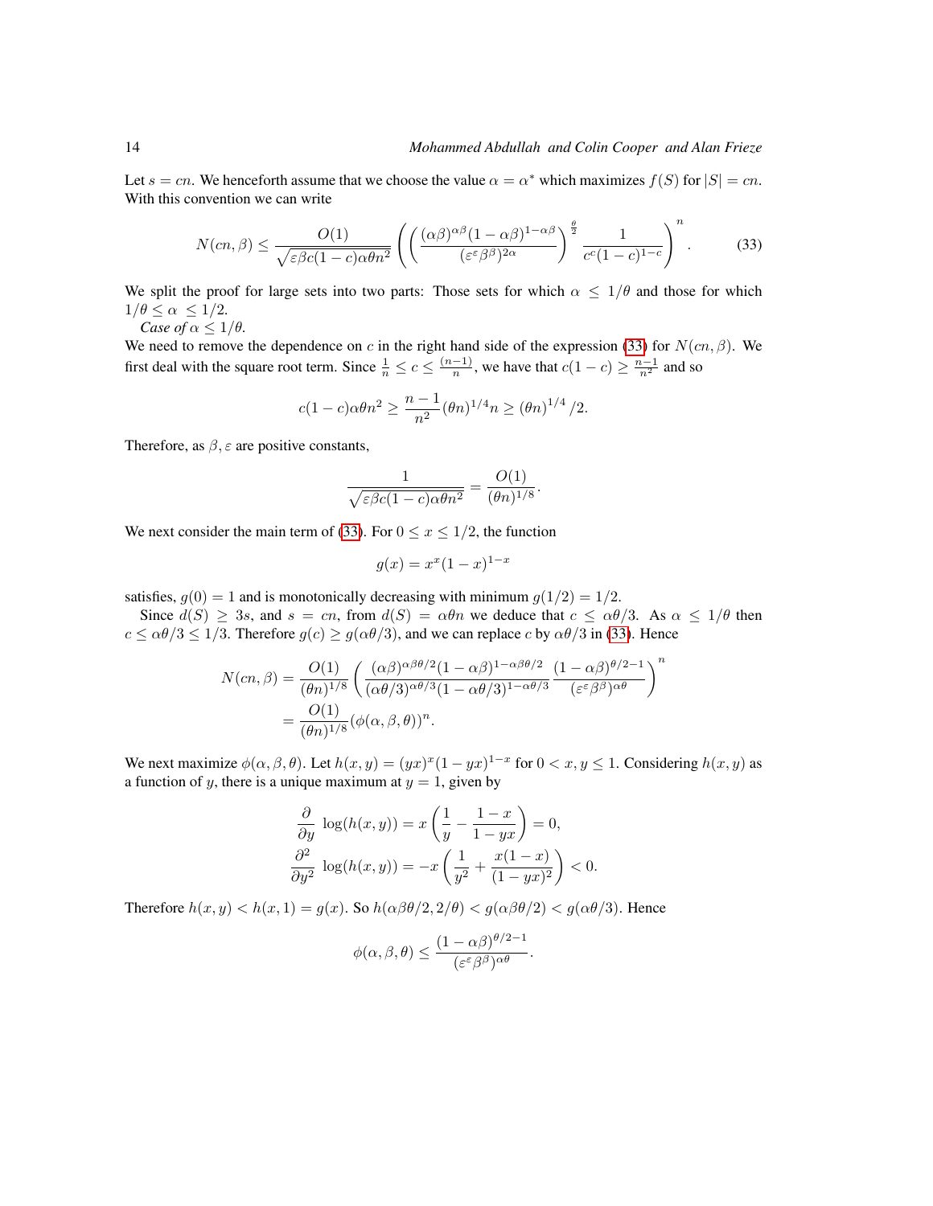Let $s = cn$. We henceforth assume that we choose the value $\alpha = \alpha^*$ which maximizes $f(S)$ for $|S| = cn$. With this convention we can write

$$N(cn, \beta) \leq \frac{O(1)}{\sqrt{\varepsilon \beta c(1-c)\alpha\theta n^2}} \left( \left( \frac{(\alpha\beta)^{\alpha\beta}(1-\alpha\beta)^{1-\alpha\beta}}{(\varepsilon^{\varepsilon}\beta^{\beta})^{2\alpha}} \right)^{\frac{\theta}{2}} \frac{1}{c^c(1-c)^{1-c}} \right)^n. \tag{33}$$

We split the proof for large sets into two parts: Those sets for which $\alpha \leq 1/\theta$ and those for which $1/\theta \leq \alpha \leq 1/2$.

*Case of* $\alpha \leq 1/\theta$.

We need to remove the dependence on $c$ in the right hand side of the expression (33) for $N(cn, \beta)$. We first deal with the square root term. Since $\frac{1}{n} \leq c \leq \frac{(n-1)}{n}$, we have that $c(1-c) \geq \frac{n-1}{n^2}$ and so

$$c(1-c)\alpha\theta n^2 \geq \frac{n-1}{n^2}(\theta n)^{1/4} n \geq (\theta n)^{1/4}/2.$$

Therefore, as $\beta, \varepsilon$ are positive constants,

$$\frac{1}{\sqrt{\varepsilon \beta c(1-c)\alpha\theta n^2}} = \frac{O(1)}{(\theta n)^{1/8}}.$$

We next consider the main term of (33). For $0 \leq x \leq 1/2$, the function

$$g(x) = x^x(1-x)^{1-x}$$

satisfies, $g(0) = 1$ and is monotonically decreasing with minimum $g(1/2) = 1/2$.

Since $d(S) \geq 3s$, and $s = cn$, from $d(S) = \alpha\theta n$ we deduce that $c \leq \alpha\theta/3$. As $\alpha \leq 1/\theta$ then $c \leq \alpha\theta/3 \leq 1/3$. Therefore $g(c) \geq g(\alpha\theta/3)$, and we can replace $c$ by $\alpha\theta/3$ in (33). Hence

$$\begin{aligned}
N(cn, \beta) &= \frac{O(1)}{(\theta n)^{1/8}} \left( \frac{(\alpha\beta)^{\alpha\beta\theta/2}(1-\alpha\beta)^{1-\alpha\beta\theta/2}}{(\alpha\theta/3)^{\alpha\theta/3}(1-\alpha\theta/3)^{1-\alpha\theta/3}} \frac{(1-\alpha\beta)^{\theta/2-1}}{(\varepsilon^{\varepsilon}\beta^{\beta})^{\alpha\theta}} \right)^n \\
&= \frac{O(1)}{(\theta n)^{1/8}} (\phi(\alpha, \beta, \theta))^n.
\end{aligned}$$

We next maximize $\phi(\alpha, \beta, \theta)$. Let $h(x, y) = (yx)^x(1-yx)^{1-x}$ for $0 < x, y \leq 1$. Considering $h(x, y)$ as a function of $y$, there is a unique maximum at $y = 1$, given by

$$\begin{aligned}
\frac{\partial}{\partial y} \log(h(x, y)) &= x\left( \frac{1}{y} - \frac{1-x}{1-yx} \right) = 0, \\
\frac{\partial^2}{\partial y^2} \log(h(x, y)) &= -x\left( \frac{1}{y^2} + \frac{x(1-x)}{(1-yx)^2} \right) < 0.
\end{aligned}$$

Therefore $h(x, y) < h(x, 1) = g(x)$. So $h(\alpha\beta\theta/2, 2/\theta) < g(\alpha\beta\theta/2) < g(\alpha\theta/3)$. Hence

$$\phi(\alpha, \beta, \theta) \leq \frac{(1-\alpha\beta)^{\theta/2-1}}{(\varepsilon^{\varepsilon}\beta^{\beta})^{\alpha\theta}}.$$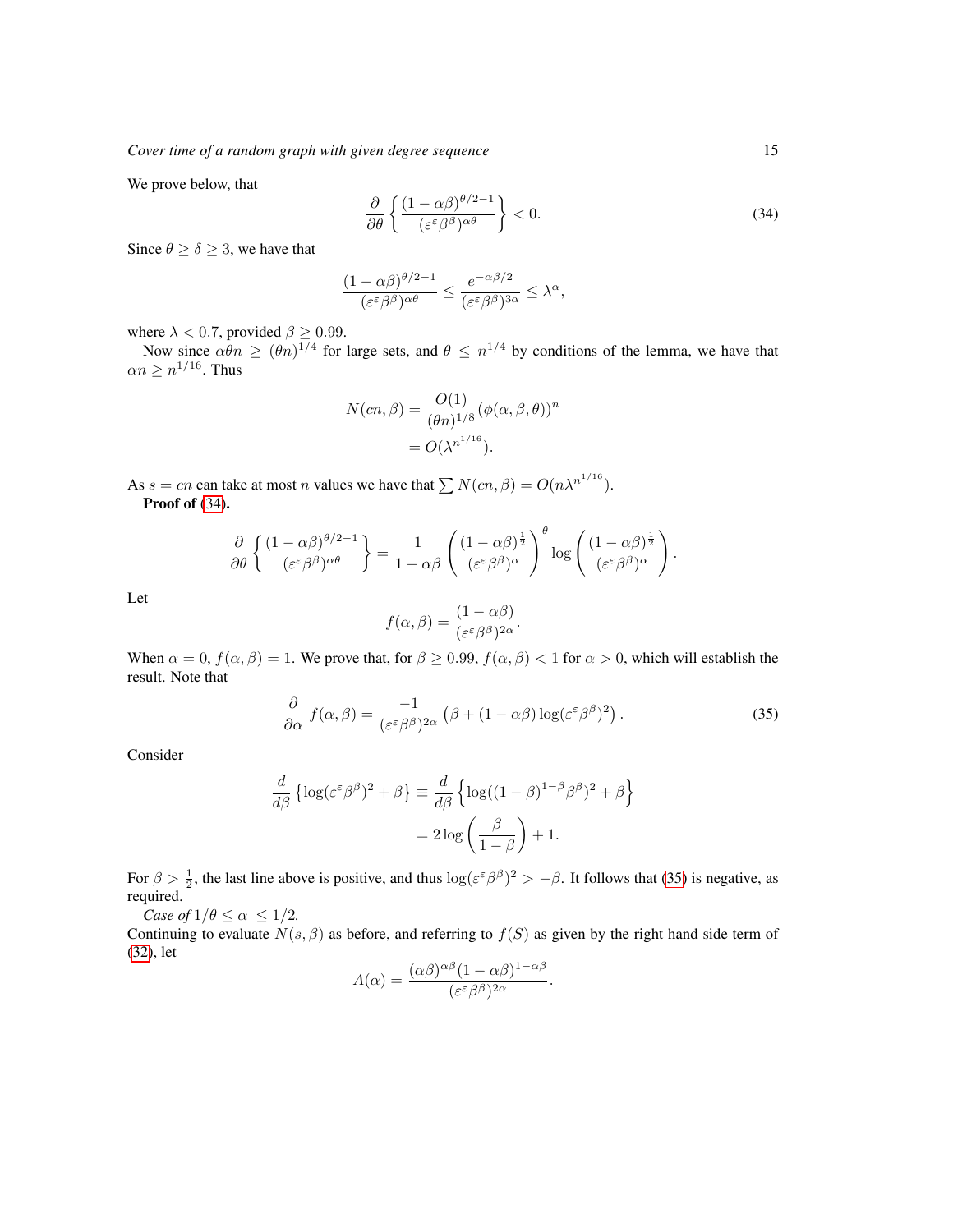We prove below, that

$$\frac{\partial}{\partial \theta}\left\{\frac{(1-\alpha\beta)^{\theta/2-1}}{(\varepsilon^{\varepsilon}\beta^{\beta})^{\alpha\theta}}\right\} < 0. \tag{34}$$

Since $\theta \geq \delta \geq 3$, we have that

$$\frac{(1-\alpha\beta)^{\theta/2-1}}{(\varepsilon^{\varepsilon}\beta^{\beta})^{\alpha\theta}} \leq \frac{e^{-\alpha\beta/2}}{(\varepsilon^{\varepsilon}\beta^{\beta})^{3\alpha}} \leq \lambda^{\alpha},$$

where $\lambda < 0.7$, provided $\beta \geq 0.99$.

Now since $\alpha\theta n \geq (\theta n)^{1/4}$ for large sets, and $\theta \leq n^{1/4}$ by conditions of the lemma, we have that $\alpha n \geq n^{1/16}$. Thus

$$\begin{aligned}
N(cn,\beta) &= \frac{O(1)}{(\theta n)^{1/8}}(\phi(\alpha,\beta,\theta))^{n}\\
&= O(\lambda^{n^{1/16}}).
\end{aligned}$$

As $s = cn$ can take at most $n$ values we have that $\sum N(cn,\beta) = O(n\lambda^{n^{1/16}})$.

**Proof of (34).**

$$\frac{\partial}{\partial \theta}\left\{\frac{(1-\alpha\beta)^{\theta/2-1}}{(\varepsilon^{\varepsilon}\beta^{\beta})^{\alpha\theta}}\right\} = \frac{1}{1-\alpha\beta}\left(\frac{(1-\alpha\beta)^{\frac{1}{2}}}{(\varepsilon^{\varepsilon}\beta^{\beta})^{\alpha}}\right)^{\theta}\log\left(\frac{(1-\alpha\beta)^{\frac{1}{2}}}{(\varepsilon^{\varepsilon}\beta^{\beta})^{\alpha}}\right).$$

Let

$$f(\alpha,\beta) = \frac{(1-\alpha\beta)}{(\varepsilon^{\varepsilon}\beta^{\beta})^{2\alpha}}.$$

When $\alpha = 0$, $f(\alpha,\beta) = 1$. We prove that, for $\beta \geq 0.99$, $f(\alpha,\beta) < 1$ for $\alpha > 0$, which will establish the result. Note that

$$\frac{\partial}{\partial \alpha}f(\alpha,\beta) = \frac{-1}{(\varepsilon^{\varepsilon}\beta^{\beta})^{2\alpha}}\left(\beta + (1-\alpha\beta)\log(\varepsilon^{\varepsilon}\beta^{\beta})^{2}\right). \tag{35}$$

Consider

$$\begin{aligned}
\frac{d}{d\beta}\left\{\log(\varepsilon^{\varepsilon}\beta^{\beta})^{2} + \beta\right\} &\equiv \frac{d}{d\beta}\left\{\log((1-\beta)^{1-\beta}\beta^{\beta})^{2} + \beta\right\}\\
&= 2\log\left(\frac{\beta}{1-\beta}\right) + 1.
\end{aligned}$$

For $\beta > \frac{1}{2}$, the last line above is positive, and thus $\log(\varepsilon^{\varepsilon}\beta^{\beta})^{2} > -\beta$. It follows that (35) is negative, as required.

*Case of* $1/\theta \leq \alpha \leq 1/2$.

Continuing to evaluate $N(s,\beta)$ as before, and referring to $f(S)$ as given by the right hand side term of (32), let

$$A(\alpha) = \frac{(\alpha\beta)^{\alpha\beta}(1-\alpha\beta)^{1-\alpha\beta}}{(\varepsilon^{\varepsilon}\beta^{\beta})^{2\alpha}}.$$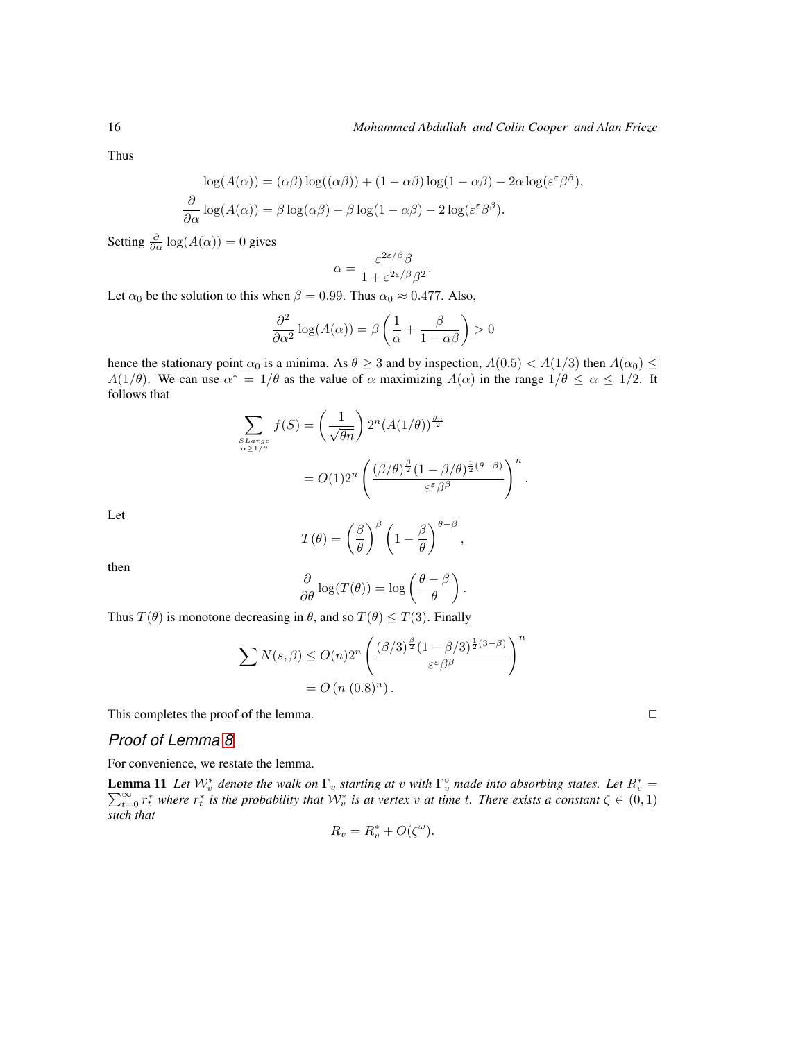Thus

$$\log(A(\alpha)) = (\alpha\beta)\log((\alpha\beta)) + (1-\alpha\beta)\log(1-\alpha\beta) - 2\alpha\log(\varepsilon^{\varepsilon}\beta^{\beta}),$$

$$\frac{\partial}{\partial\alpha}\log(A(\alpha)) = \beta\log(\alpha\beta) - \beta\log(1-\alpha\beta) - 2\log(\varepsilon^{\varepsilon}\beta^{\beta}).$$

Setting $\frac{\partial}{\partial\alpha}\log(A(\alpha)) = 0$ gives

$$\alpha = \frac{\varepsilon^{2\varepsilon/\beta}\beta}{1+\varepsilon^{2\varepsilon/\beta}\beta^2}.$$

Let $\alpha_0$ be the solution to this when $\beta = 0.99$. Thus $\alpha_0 \approx 0.477$. Also,

$$\frac{\partial^2}{\partial\alpha^2}\log(A(\alpha)) = \beta\left(\frac{1}{\alpha} + \frac{\beta}{1-\alpha\beta}\right) > 0$$

hence the stationary point $\alpha_0$ is a minima. As $\theta \geq 3$ and by inspection, $A(0.5) < A(1/3)$ then $A(\alpha_0) \leq A(1/\theta)$. We can use $\alpha^* = 1/\theta$ as the value of $\alpha$ maximizing $A(\alpha)$ in the range $1/\theta \leq \alpha \leq 1/2$. It follows that

$$\sum_{\substack{S Large \\ \alpha \geq 1/\theta}} f(S) = \left(\frac{1}{\sqrt{\theta n}}\right) 2^n (A(1/\theta))^{\frac{\theta n}{2}}$$

$$= O(1)2^n \left(\frac{(\beta/\theta)^{\frac{\beta}{2}}(1-\beta/\theta)^{\frac{1}{2}(\theta-\beta)}}{\varepsilon^{\varepsilon}\beta^{\beta}}\right)^n.$$

Let

$$T(\theta) = \left(\frac{\beta}{\theta}\right)^{\beta}\left(1-\frac{\beta}{\theta}\right)^{\theta-\beta},$$

then

$$\frac{\partial}{\partial\theta}\log(T(\theta)) = \log\left(\frac{\theta-\beta}{\theta}\right).$$

Thus $T(\theta)$ is monotone decreasing in $\theta$, and so $T(\theta) \leq T(3)$. Finally

$$\sum N(s,\beta) \leq O(n)2^n \left(\frac{(\beta/3)^{\frac{\beta}{2}}(1-\beta/3)^{\frac{1}{2}(3-\beta)}}{\varepsilon^{\varepsilon}\beta^{\beta}}\right)^n$$

$$= O\left(n\ (0.8)^n\right).$$

This completes the proof of the lemma. □

## *Proof of Lemma 8*

For convenience, we restate the lemma.

**Lemma 11** *Let $\mathcal{W}_v^*$ denote the walk on $\Gamma_v$ starting at $v$ with $\Gamma_v^\circ$ made into absorbing states. Let $R_v^* = \sum_{t=0}^{\infty} r_t^*$ where $r_t^*$ is the probability that $\mathcal{W}_v^*$ is at vertex $v$ at time $t$. There exists a constant $\zeta \in (0,1)$ such that*

$$R_v = R_v^* + O(\zeta^{\omega}).$$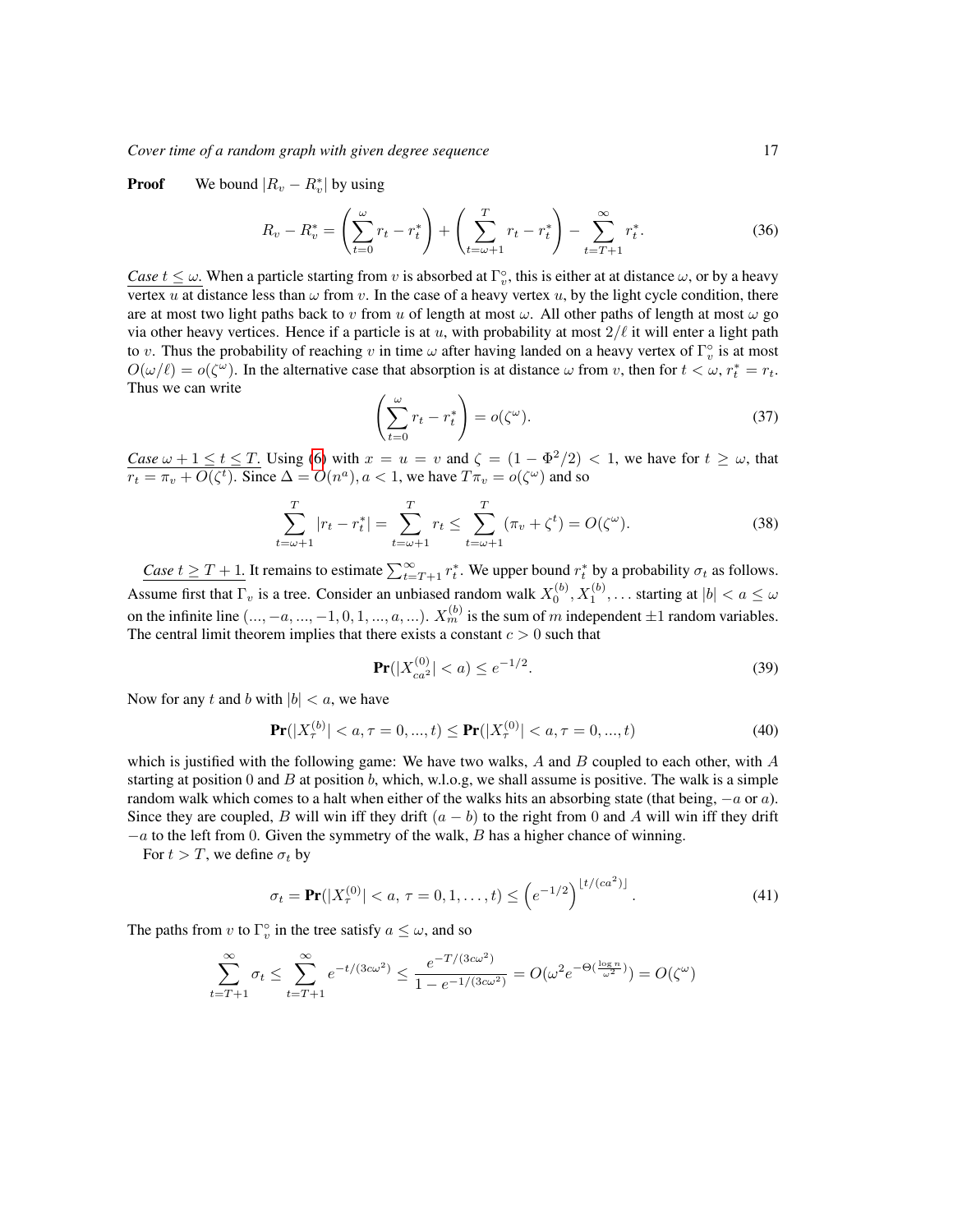**Proof** We bound $|R_v - R_v^*|$ by using

$$R_v - R_v^* = \left(\sum_{t=0}^{\omega} r_t - r_t^*\right) + \left(\sum_{t=\omega+1}^{T} r_t - r_t^*\right) - \sum_{t=T+1}^{\infty} r_t^*. \tag{36}$$

*Case $t \le \omega$.* When a particle starting from $v$ is absorbed at $\Gamma_v^\circ$, this is either at at distance $\omega$, or by a heavy vertex $u$ at distance less than $\omega$ from $v$. In the case of a heavy vertex $u$, by the light cycle condition, there are at most two light paths back to $v$ from $u$ of length at most $\omega$. All other paths of length at most $\omega$ go via other heavy vertices. Hence if a particle is at $u$, with probability at most $2/\ell$ it will enter a light path to $v$. Thus the probability of reaching $v$ in time $\omega$ after having landed on a heavy vertex of $\Gamma_v^\circ$ is at most $O(\omega/\ell) = o(\zeta^\omega)$. In the alternative case that absorption is at distance $\omega$ from $v$, then for $t < \omega$, $r_t^* = r_t$. Thus we can write

$$\left(\sum_{t=0}^{\omega} r_t - r_t^*\right) = o(\zeta^\omega). \tag{37}$$

*Case $\omega + 1 \le t \le T$.* Using (6) with $x = u = v$ and $\zeta = (1 - \Phi^2/2) < 1$, we have for $t \ge \omega$, that $r_t = \pi_v + O(\zeta^t)$. Since $\Delta = O(n^a), a < 1$, we have $T\pi_v = o(\zeta^\omega)$ and so

$$\sum_{t=\omega+1}^{T} |r_t - r_t^*| = \sum_{t=\omega+1}^{T} r_t \le \sum_{t=\omega+1}^{T} (\pi_v + \zeta^t) = O(\zeta^\omega). \tag{38}$$

*Case $t \ge T + 1$.* It remains to estimate $\sum_{t=T+1}^{\infty} r_t^*$. We upper bound $r_t^*$ by a probability $\sigma_t$ as follows. Assume first that $\Gamma_v$ is a tree. Consider an unbiased random walk $X_0^{(b)}, X_1^{(b)}, \ldots$ starting at $|b| < a \le \omega$ on the infinite line $(..., -a, ..., -1, 0, 1, ..., a, ...)$. $X_m^{(b)}$ is the sum of $m$ independent $\pm 1$ random variables. The central limit theorem implies that there exists a constant $c > 0$ such that

$$\mathbf{Pr}(|X_{ca^2}^{(0)}| < a) \le e^{-1/2}. \tag{39}$$

Now for any $t$ and $b$ with $|b| < a$, we have

$$\mathbf{Pr}(|X_\tau^{(b)}| < a, \tau = 0, ..., t) \le \mathbf{Pr}(|X_\tau^{(0)}| < a, \tau = 0, ..., t) \tag{40}$$

which is justified with the following game: We have two walks, $A$ and $B$ coupled to each other, with $A$ starting at position 0 and $B$ at position $b$, which, w.l.o.g, we shall assume is positive. The walk is a simple random walk which comes to a halt when either of the walks hits an absorbing state (that being, $-a$ or $a$). Since they are coupled, $B$ will win iff they drift $(a - b)$ to the right from 0 and $A$ will win iff they drift $-a$ to the left from 0. Given the symmetry of the walk, $B$ has a higher chance of winning.

For $t > T$, we define $\sigma_t$ by

$$\sigma_t = \mathbf{Pr}(|X_\tau^{(0)}| < a, \, \tau = 0, 1, \ldots, t) \le \left(e^{-1/2}\right)^{\lfloor t/(ca^2) \rfloor}. \tag{41}$$

The paths from $v$ to $\Gamma_v^\circ$ in the tree satisfy $a \le \omega$, and so

$$\sum_{t=T+1}^{\infty} \sigma_t \le \sum_{t=T+1}^{\infty} e^{-t/(3c\omega^2)} \le \frac{e^{-T/(3c\omega^2)}}{1 - e^{-1/(3c\omega^2)}} = O(\omega^2 e^{-\Theta(\frac{\log n}{\omega^2})}) = O(\zeta^\omega)$$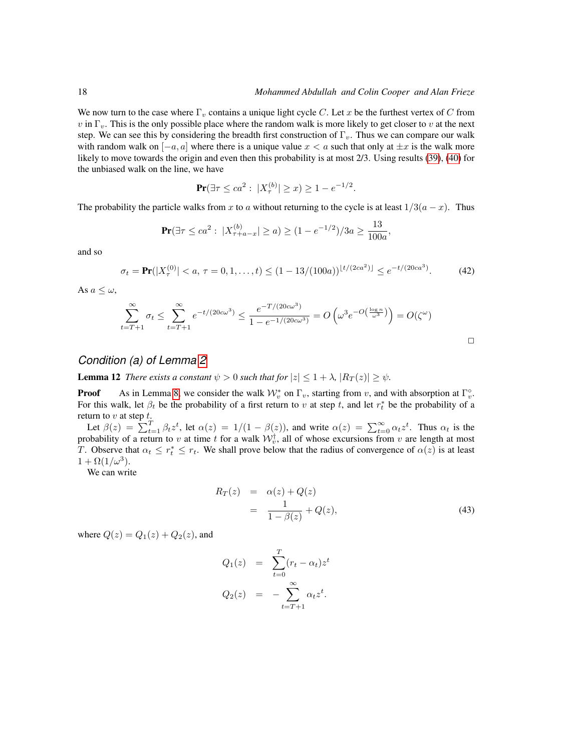We now turn to the case where $\Gamma_v$ contains a unique light cycle $C$. Let $x$ be the furthest vertex of $C$ from $v$ in $\Gamma_v$. This is the only possible place where the random walk is more likely to get closer to $v$ at the next step. We can see this by considering the breadth first construction of $\Gamma_v$. Thus we can compare our walk with random walk on $[-a, a]$ where there is a unique value $x < a$ such that only at $\pm x$ is the walk more likely to move towards the origin and even then this probability is at most 2/3. Using results (39), (40) for the unbiased walk on the line, we have

$$\mathbf{Pr}(\exists \tau \leq ca^2 : \; |X_\tau^{(b)}| \geq x) \geq 1 - e^{-1/2}.$$

The probability the particle walks from $x$ to $a$ without returning to the cycle is at least $1/3(a-x)$. Thus

$$\mathbf{Pr}(\exists \tau \leq ca^2 : \; |X_{\tau+a-x}^{(b)}| \geq a) \geq (1 - e^{-1/2})/3a \geq \frac{13}{100a},$$

and so

$$\sigma_t = \mathbf{Pr}(|X_\tau^{(0)}| < a, \; \tau = 0, 1, \ldots, t) \leq (1 - 13/(100a))^{\lfloor t/(2ca^2) \rfloor} \leq e^{-t/(20ca^3)}. \tag{42}$$

As $a \leq \omega$,

$$\sum_{t=T+1}^{\infty} \sigma_t \leq \sum_{t=T+1}^{\infty} e^{-t/(20c\omega^3)} \leq \frac{e^{-T/(20c\omega^3)}}{1 - e^{-1/(20c\omega^3)}} = O\left(\omega^3 e^{-O\left(\frac{\log n}{\omega^3}\right)}\right) = O(\zeta^\omega)$$

□

## *Condition (a) of Lemma 2*

**Lemma 12** *There exists a constant $\psi > 0$ such that for $|z| \leq 1 + \lambda$, $|R_T(z)| \geq \psi$.*

**Proof** As in Lemma 8, we consider the walk $\mathcal{W}_v^*$ on $\Gamma_v$, starting from $v$, and with absorption at $\Gamma_v^\circ$. For this walk, let $\beta_t$ be the probability of a first return to $v$ at step $t$, and let $r_t^*$ be the probability of a return to $v$ at step $t$.

Let $\beta(z) = \sum_{t=1}^{T} \beta_t z^t$, let $\alpha(z) = 1/(1 - \beta(z))$, and write $\alpha(z) = \sum_{t=0}^{\infty} \alpha_t z^t$. Thus $\alpha_t$ is the probability of a return to $v$ at time $t$ for a walk $\mathcal{W}_v^\dagger$, all of whose excursions from $v$ are length at most $T$. Observe that $\alpha_t \leq r_t^* \leq r_t$. We shall prove below that the radius of convergence of $\alpha(z)$ is at least $1 + \Omega(1/\omega^3)$.

We can write

$$\begin{aligned} R_T(z) &= \alpha(z) + Q(z) \\ &= \frac{1}{1 - \beta(z)} + Q(z), \end{aligned} \tag{43}$$

where $Q(z) = Q_1(z) + Q_2(z)$, and

$$\begin{aligned} Q_1(z) &= \sum_{t=0}^{T} (r_t - \alpha_t) z^t \\ Q_2(z) &= -\sum_{t=T+1}^{\infty} \alpha_t z^t. \end{aligned}$$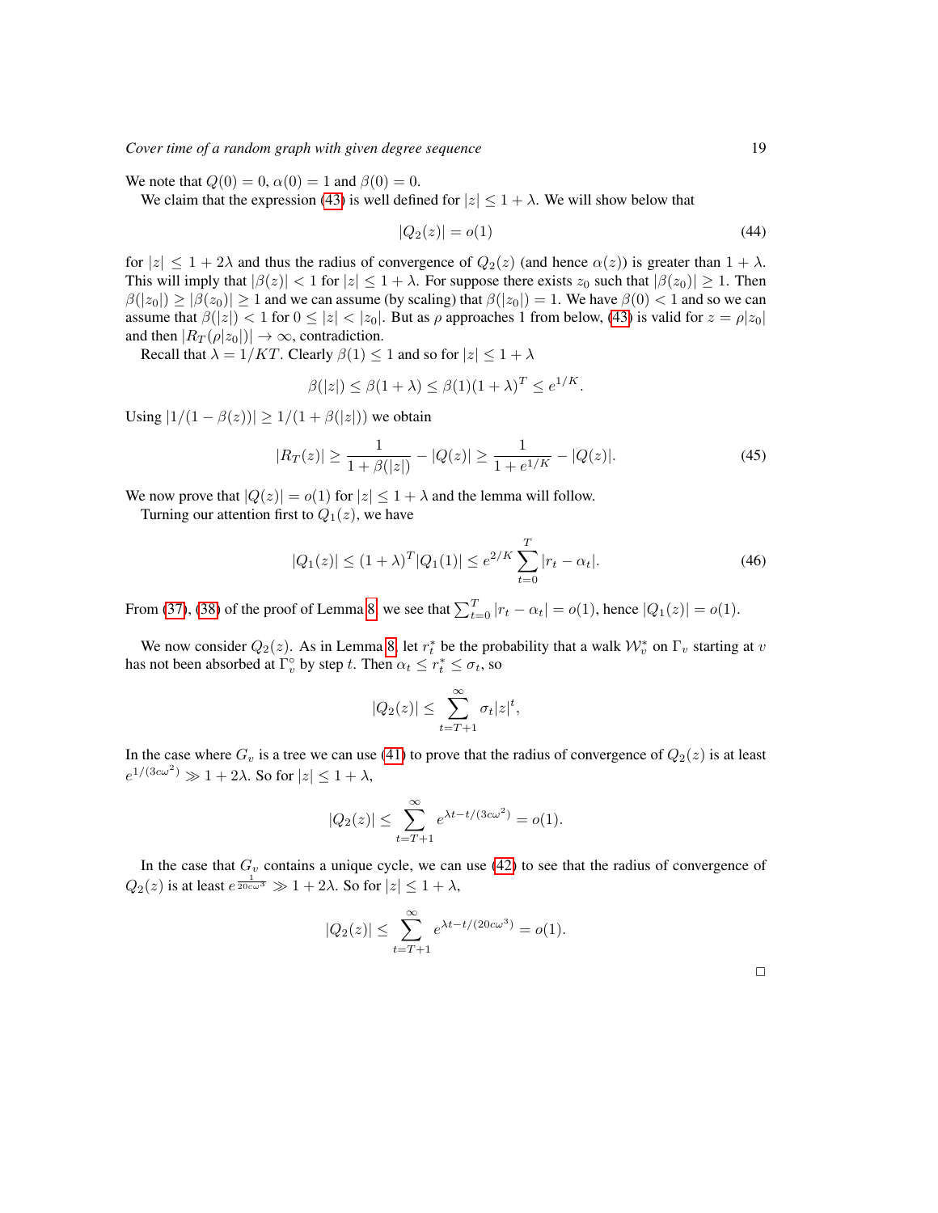We note that $Q(0) = 0$, $\alpha(0) = 1$ and $\beta(0) = 0$.

We claim that the expression (43) is well defined for $|z| \le 1 + \lambda$. We will show below that

$$|Q_2(z)| = o(1) \tag{44}$$

for $|z| \le 1 + 2\lambda$ and thus the radius of convergence of $Q_2(z)$ (and hence $\alpha(z)$) is greater than $1 + \lambda$. This will imply that $|\beta(z)| < 1$ for $|z| \le 1 + \lambda$. For suppose there exists $z_0$ such that $|\beta(z_0)| \ge 1$. Then $\beta(|z_0|) \ge |\beta(z_0)| \ge 1$ and we can assume (by scaling) that $\beta(|z_0|) = 1$. We have $\beta(0) < 1$ and so we can assume that $\beta(|z|) < 1$ for $0 \le |z| < |z_0|$. But as $\rho$ approaches 1 from below, (43) is valid for $z = \rho|z_0|$ and then $|R_T(\rho|z_0|)| \to \infty$, contradiction.

Recall that $\lambda = 1/KT$. Clearly $\beta(1) \le 1$ and so for $|z| \le 1 + \lambda$

$$\beta(|z|) \le \beta(1 + \lambda) \le \beta(1)(1 + \lambda)^T \le e^{1/K}.$$

Using $|1/(1 - \beta(z))| \ge 1/(1 + \beta(|z|))$ we obtain

$$|R_T(z)| \ge \frac{1}{1 + \beta(|z|)} - |Q(z)| \ge \frac{1}{1 + e^{1/K}} - |Q(z)|. \tag{45}$$

We now prove that $|Q(z)| = o(1)$ for $|z| \le 1 + \lambda$ and the lemma will follow.

Turning our attention first to $Q_1(z)$, we have

$$|Q_1(z)| \le (1 + \lambda)^T |Q_1(1)| \le e^{2/K} \sum_{t=0}^{T} |r_t - \alpha_t|. \tag{46}$$

From (37), (38) of the proof of Lemma 8, we see that $\sum_{t=0}^{T} |r_t - \alpha_t| = o(1)$, hence $|Q_1(z)| = o(1)$.

We now consider $Q_2(z)$. As in Lemma 8, let $r_t^*$ be the probability that a walk $\mathcal{W}_v^*$ on $\Gamma_v$ starting at $v$ has not been absorbed at $\Gamma_v^\circ$ by step $t$. Then $\alpha_t \le r_t^* \le \sigma_t$, so

$$|Q_2(z)| \le \sum_{t=T+1}^{\infty} \sigma_t |z|^t,$$

In the case where $G_v$ is a tree we can use (41) to prove that the radius of convergence of $Q_2(z)$ is at least $e^{1/(3c\omega^2)} \gg 1 + 2\lambda$. So for $|z| \le 1 + \lambda$,

$$|Q_2(z)| \le \sum_{t=T+1}^{\infty} e^{\lambda t - t/(3c\omega^2)} = o(1).$$

In the case that $G_v$ contains a unique cycle, we can use (42) to see that the radius of convergence of $Q_2(z)$ is at least $e^{\frac{1}{20c\omega^3}} \gg 1 + 2\lambda$. So for $|z| \le 1 + \lambda$,

$$|Q_2(z)| \le \sum_{t=T+1}^{\infty} e^{\lambda t - t/(20c\omega^3)} = o(1).$$

□